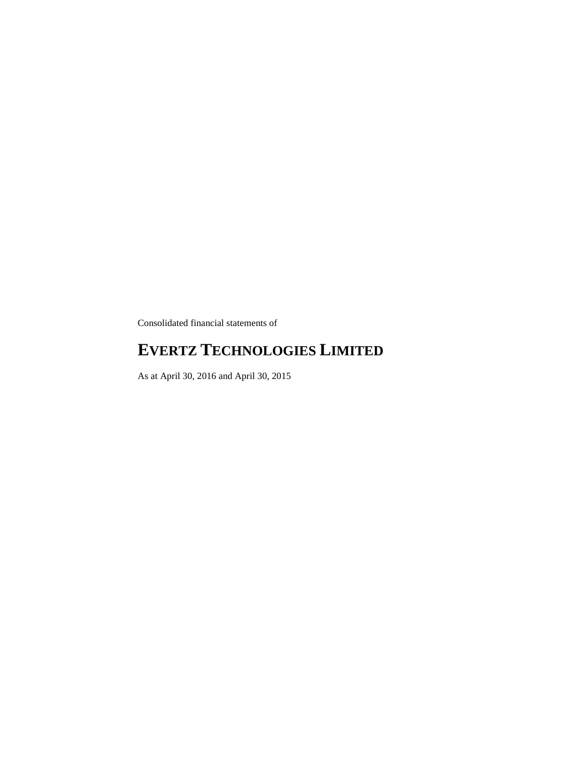Consolidated financial statements of

# EVERTZ TECHNOLOGIES LIMITED

As at April 30, 2016 and April 30, 2015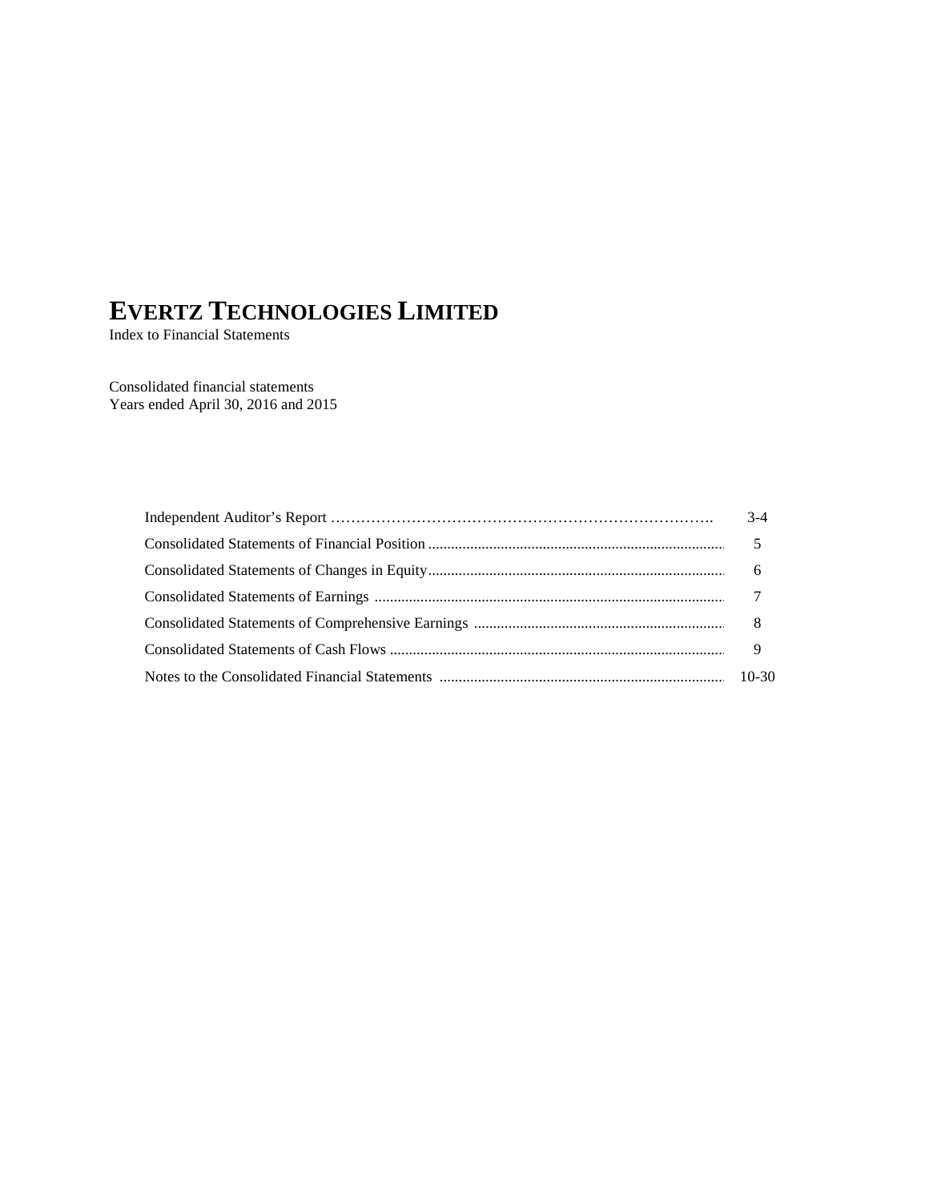# EVERTZ TECHNOLOGIES LIMITED

Index to Financial Statements

Consolidated financial statements
Years ended April 30, 2016 and 2015

| | |
|---|---|
| Independent Auditor's Report | 3-4 |
| Consolidated Statements of Financial Position | 5 |
| Consolidated Statements of Changes in Equity | 6 |
| Consolidated Statements of Earnings | 7 |
| Consolidated Statements of Comprehensive Earnings | 8 |
| Consolidated Statements of Cash Flows | 9 |
| Notes to the Consolidated Financial Statements | 10-30 |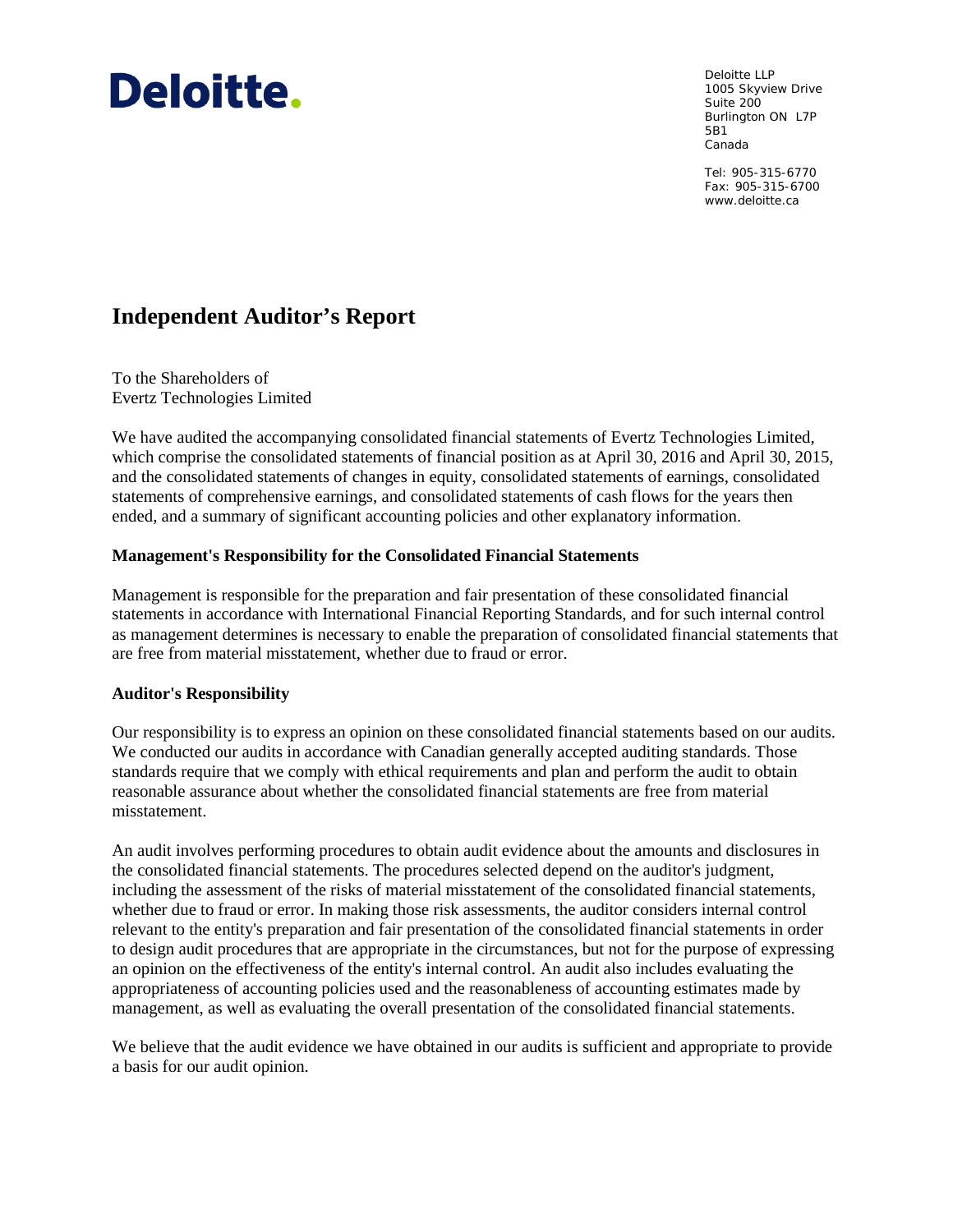Deloitte.

Deloitte LLP
1005 Skyview Drive
Suite 200
Burlington ON L7P 5B1
Canada

Tel: 905-315-6770
Fax: 905-315-6700
www.deloitte.ca

# Independent Auditor's Report

To the Shareholders of
Evertz Technologies Limited

We have audited the accompanying consolidated financial statements of Evertz Technologies Limited, which comprise the consolidated statements of financial position as at April 30, 2016 and April 30, 2015, and the consolidated statements of changes in equity, consolidated statements of earnings, consolidated statements of comprehensive earnings, and consolidated statements of cash flows for the years then ended, and a summary of significant accounting policies and other explanatory information.

**Management's Responsibility for the Consolidated Financial Statements**

Management is responsible for the preparation and fair presentation of these consolidated financial statements in accordance with International Financial Reporting Standards, and for such internal control as management determines is necessary to enable the preparation of consolidated financial statements that are free from material misstatement, whether due to fraud or error.

**Auditor's Responsibility**

Our responsibility is to express an opinion on these consolidated financial statements based on our audits. We conducted our audits in accordance with Canadian generally accepted auditing standards. Those standards require that we comply with ethical requirements and plan and perform the audit to obtain reasonable assurance about whether the consolidated financial statements are free from material misstatement.

An audit involves performing procedures to obtain audit evidence about the amounts and disclosures in the consolidated financial statements. The procedures selected depend on the auditor's judgment, including the assessment of the risks of material misstatement of the consolidated financial statements, whether due to fraud or error. In making those risk assessments, the auditor considers internal control relevant to the entity's preparation and fair presentation of the consolidated financial statements in order to design audit procedures that are appropriate in the circumstances, but not for the purpose of expressing an opinion on the effectiveness of the entity's internal control. An audit also includes evaluating the appropriateness of accounting policies used and the reasonableness of accounting estimates made by management, as well as evaluating the overall presentation of the consolidated financial statements.

We believe that the audit evidence we have obtained in our audits is sufficient and appropriate to provide a basis for our audit opinion.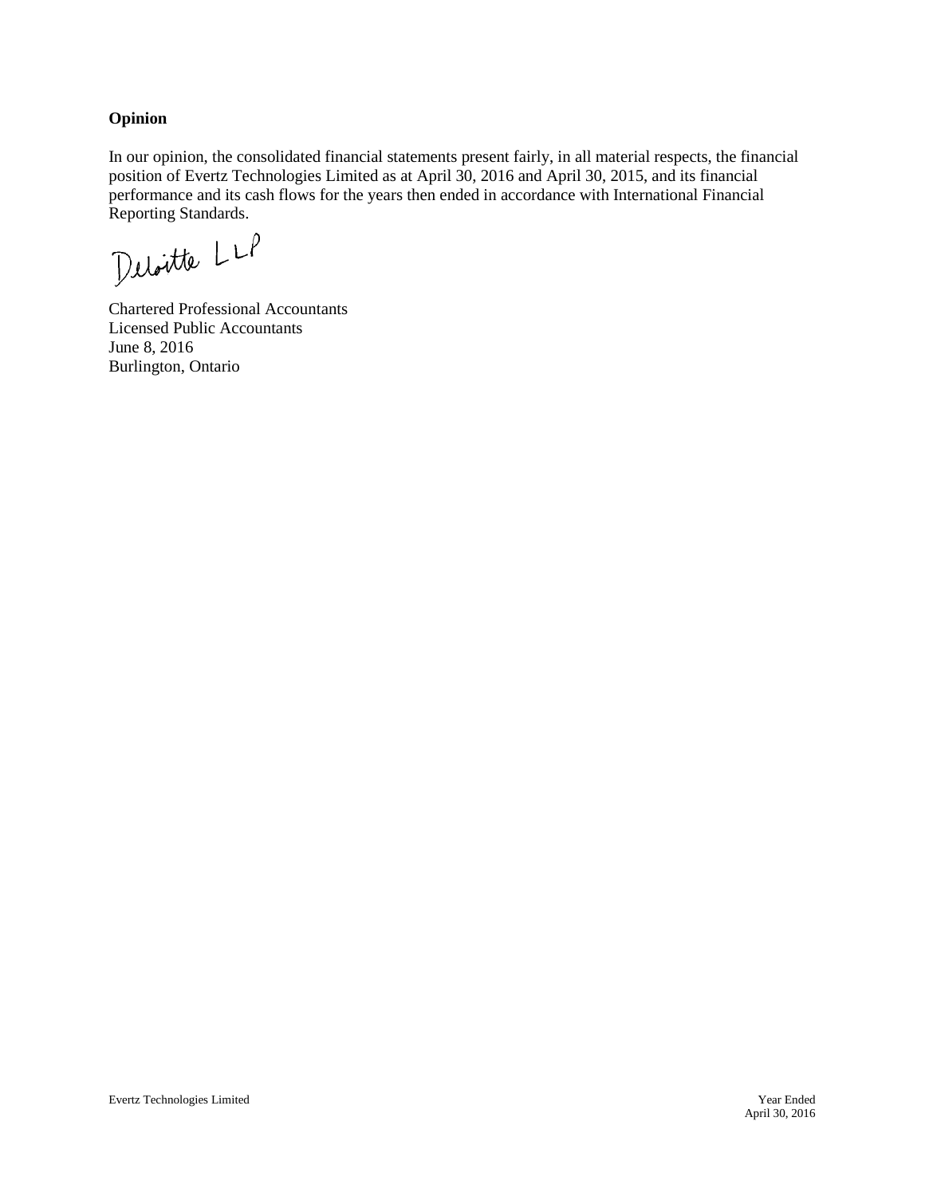**Opinion**

In our opinion, the consolidated financial statements present fairly, in all material respects, the financial position of Evertz Technologies Limited as at April 30, 2016 and April 30, 2015, and its financial performance and its cash flows for the years then ended in accordance with International Financial Reporting Standards.

Deloitte LLP

Chartered Professional Accountants
Licensed Public Accountants
June 8, 2016
Burlington, Ontario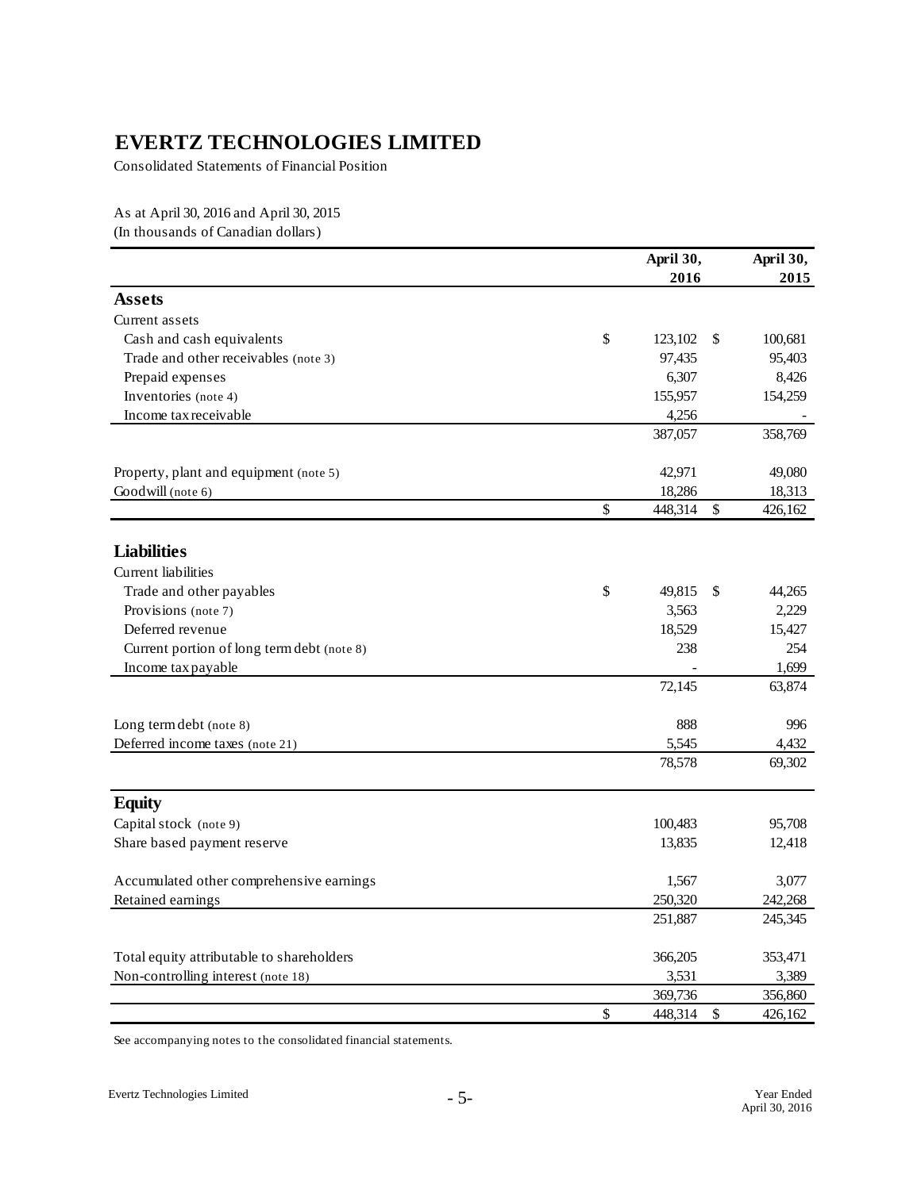# EVERTZ TECHNOLOGIES LIMITED

Consolidated Statements of Financial Position

As at April 30, 2016 and April 30, 2015
(In thousands of Canadian dollars)

| | April 30, 2016 | April 30, 2015 |
|---|---|---|
| **Assets** | | |
| Current assets | | |
| Cash and cash equivalents | $ 123,102 | $ 100,681 |
| Trade and other receivables (note 3) | 97,435 | 95,403 |
| Prepaid expenses | 6,307 | 8,426 |
| Inventories (note 4) | 155,957 | 154,259 |
| Income tax receivable | 4,256 | - |
| | 387,057 | 358,769 |
| Property, plant and equipment (note 5) | 42,971 | 49,080 |
| Goodwill (note 6) | 18,286 | 18,313 |
| | $ 448,314 | $ 426,162 |
| **Liabilities** | | |
| Current liabilities | | |
| Trade and other payables | $ 49,815 | $ 44,265 |
| Provisions (note 7) | 3,563 | 2,229 |
| Deferred revenue | 18,529 | 15,427 |
| Current portion of long term debt (note 8) | 238 | 254 |
| Income tax payable | - | 1,699 |
| | 72,145 | 63,874 |
| Long term debt (note 8) | 888 | 996 |
| Deferred income taxes (note 21) | 5,545 | 4,432 |
| | 78,578 | 69,302 |
| **Equity** | | |
| Capital stock (note 9) | 100,483 | 95,708 |
| Share based payment reserve | 13,835 | 12,418 |
| Accumulated other comprehensive earnings | 1,567 | 3,077 |
| Retained earnings | 250,320 | 242,268 |
| | 251,887 | 245,345 |
| Total equity attributable to shareholders | 366,205 | 353,471 |
| Non-controlling interest (note 18) | 3,531 | 3,389 |
| | 369,736 | 356,860 |
| | $ 448,314 | $ 426,162 |

See accompanying notes to the consolidated financial statements.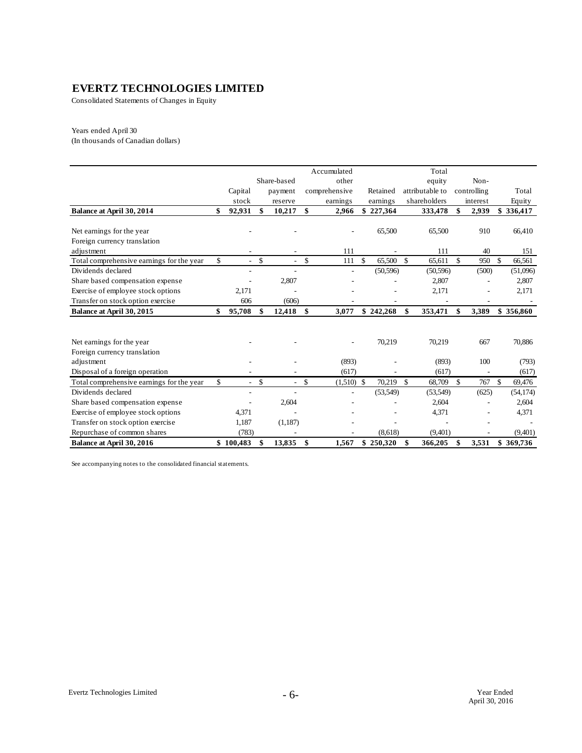# EVERTZ TECHNOLOGIES LIMITED

Consolidated Statements of Changes in Equity

Years ended April 30
(In thousands of Canadian dollars)

| | Capital stock | Share-based payment reserve | Accumulated other comprehensive earnings | Retained earnings | Total equity attributable to shareholders | Non-controlling interest | Total Equity |
|---|---|---|---|---|---|---|---|
| **Balance at April 30, 2014** | **$ 92,931** | **$ 10,217** | **$ 2,966** | **$ 227,364** | **333,478** | **$ 2,939** | **$ 336,417** |
| Net earnings for the year | - | - | - | 65,500 | 65,500 | 910 | 66,410 |
| Foreign currency translation adjustment | - | - | 111 | - | 111 | 40 | 151 |
| Total comprehensive earnings for the year | $ - | $ - | $ 111 | $ 65,500 | $ 65,611 | $ 950 | $ 66,561 |
| Dividends declared | - | - | - | (50,596) | (50,596) | (500) | (51,096) |
| Share based compensation expense | - | 2,807 | - | - | 2,807 | - | 2,807 |
| Exercise of employee stock options | 2,171 | - | - | - | 2,171 | - | 2,171 |
| Transfer on stock option exercise | 606 | (606) | - | - | - | - | - |
| **Balance at April 30, 2015** | **$ 95,708** | **$ 12,418** | **$ 3,077** | **$ 242,268** | **$ 353,471** | **$ 3,389** | **$ 356,860** |
| Net earnings for the year | - | - | - | 70,219 | 70,219 | 667 | 70,886 |
| Foreign currency translation adjustment | - | - | (893) | - | (893) | 100 | (793) |
| Disposal of a foreign operation | - | - | (617) | - | (617) | - | (617) |
| Total comprehensive earnings for the year | $ - | $ - | $ (1,510) | $ 70,219 | $ 68,709 | $ 767 | $ 69,476 |
| Dividends declared | - | - | - | (53,549) | (53,549) | (625) | (54,174) |
| Share based compensation expense | - | 2,604 | - | - | 2,604 | - | 2,604 |
| Exercise of employee stock options | 4,371 | - | - | - | 4,371 | - | 4,371 |
| Transfer on stock option exercise | 1,187 | (1,187) | - | - | - | - | - |
| Repurchase of common shares | (783) | - | - | (8,618) | (9,401) | - | (9,401) |
| **Balance at April 30, 2016** | **$ 100,483** | **$ 13,835** | **$ 1,567** | **$ 250,320** | **$ 366,205** | **$ 3,531** | **$ 369,736** |

See accompanying notes to the consolidated financial statements.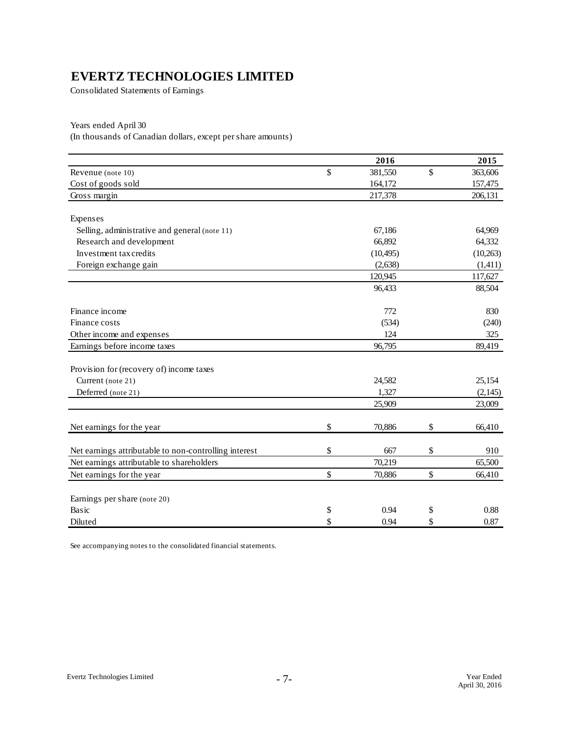# EVERTZ TECHNOLOGIES LIMITED

Consolidated Statements of Earnings

Years ended April 30
(In thousands of Canadian dollars, except per share amounts)

| | 2016 | 2015 |
|---|---|---|
| Revenue (note 10) | $ 381,550 | $ 363,606 |
| Cost of goods sold | 164,172 | 157,475 |
| Gross margin | 217,378 | 206,131 |
| | | |
| Expenses | | |
| Selling, administrative and general (note 11) | 67,186 | 64,969 |
| Research and development | 66,892 | 64,332 |
| Investment tax credits | (10,495) | (10,263) |
| Foreign exchange gain | (2,638) | (1,411) |
| | 120,945 | 117,627 |
| | 96,433 | 88,504 |
| | | |
| Finance income | 772 | 830 |
| Finance costs | (534) | (240) |
| Other income and expenses | 124 | 325 |
| Earnings before income taxes | 96,795 | 89,419 |
| | | |
| Provision for (recovery of) income taxes | | |
| Current (note 21) | 24,582 | 25,154 |
| Deferred (note 21) | 1,327 | (2,145) |
| | 25,909 | 23,009 |
| | | |
| Net earnings for the year | $ 70,886 | $ 66,410 |
| | | |
| Net earnings attributable to non-controlling interest | $ 667 | $ 910 |
| Net earnings attributable to shareholders | 70,219 | 65,500 |
| Net earnings for the year | $ 70,886 | $ 66,410 |
| | | |
| Earnings per share (note 20) | | |
| Basic | $ 0.94 | $ 0.88 |
| Diluted | $ 0.94 | $ 0.87 |

See accompanying notes to the consolidated financial statements.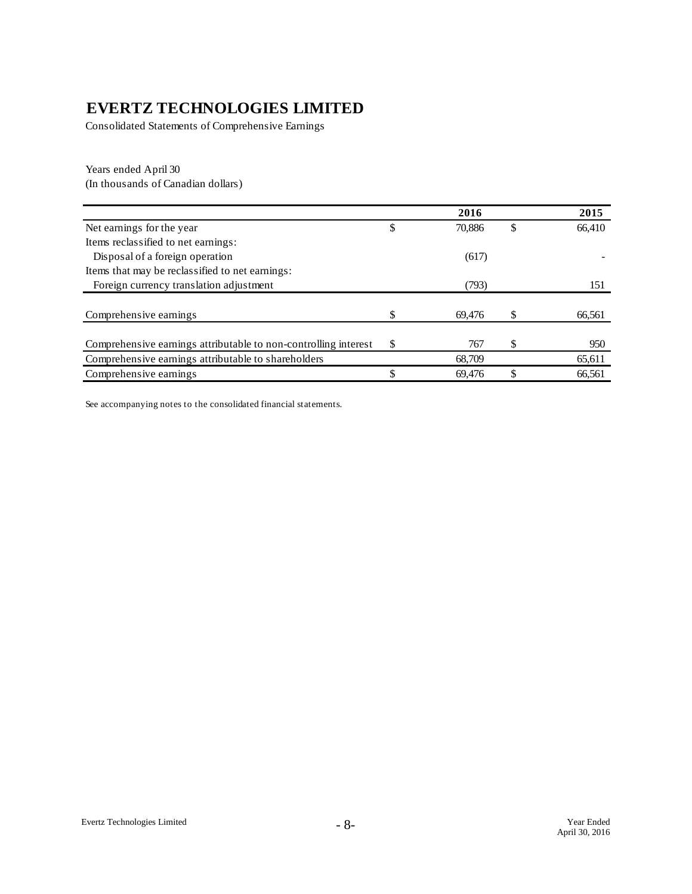# EVERTZ TECHNOLOGIES LIMITED

Consolidated Statements of Comprehensive Earnings

Years ended April 30
(In thousands of Canadian dollars)

| | | 2016 | | 2015 |
|---|---|---|---|---|
| Net earnings for the year | $ | 70,886 | $ | 66,410 |
| Items reclassified to net earnings: | | | | |
| Disposal of a foreign operation | | (617) | | - |
| Items that may be reclassified to net earnings: | | | | |
| Foreign currency translation adjustment | | (793) | | 151 |
| Comprehensive earnings | $ | 69,476 | $ | 66,561 |
| Comprehensive earnings attributable to non-controlling interest | $ | 767 | $ | 950 |
| Comprehensive earnings attributable to shareholders | | 68,709 | | 65,611 |
| Comprehensive earnings | $ | 69,476 | $ | 66,561 |

See accompanying notes to the consolidated financial statements.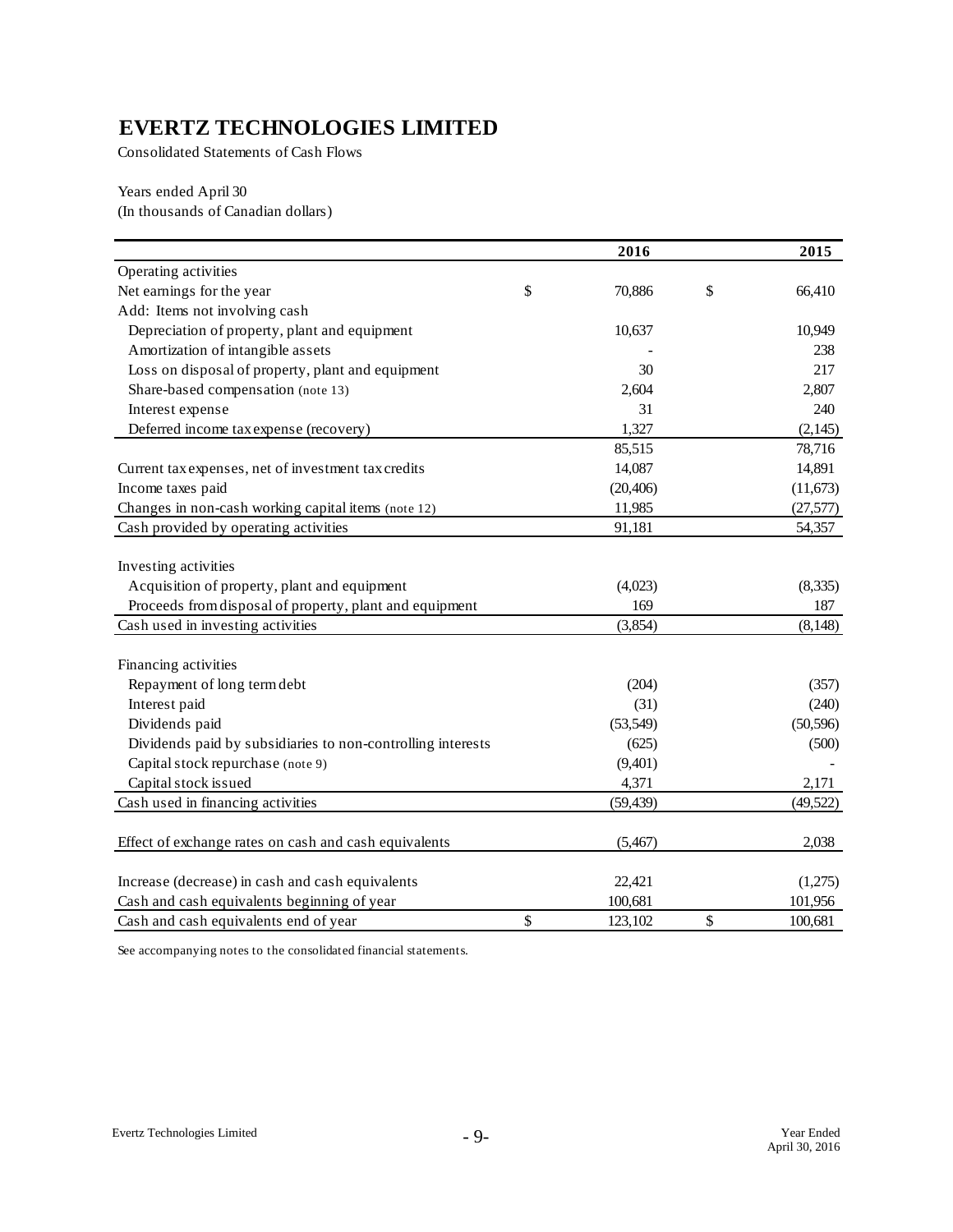# EVERTZ TECHNOLOGIES LIMITED

Consolidated Statements of Cash Flows

Years ended April 30
(In thousands of Canadian dollars)

| | 2016 | 2015 |
|---|---|---|
| Operating activities | | |
| Net earnings for the year | $ 70,886 | $ 66,410 |
| Add: Items not involving cash | | |
| Depreciation of property, plant and equipment | 10,637 | 10,949 |
| Amortization of intangible assets | - | 238 |
| Loss on disposal of property, plant and equipment | 30 | 217 |
| Share-based compensation (note 13) | 2,604 | 2,807 |
| Interest expense | 31 | 240 |
| Deferred income tax expense (recovery) | 1,327 | (2,145) |
| | 85,515 | 78,716 |
| Current tax expenses, net of investment tax credits | 14,087 | 14,891 |
| Income taxes paid | (20,406) | (11,673) |
| Changes in non-cash working capital items (note 12) | 11,985 | (27,577) |
| Cash provided by operating activities | 91,181 | 54,357 |
| | | |
| Investing activities | | |
| Acquisition of property, plant and equipment | (4,023) | (8,335) |
| Proceeds from disposal of property, plant and equipment | 169 | 187 |
| Cash used in investing activities | (3,854) | (8,148) |
| | | |
| Financing activities | | |
| Repayment of long term debt | (204) | (357) |
| Interest paid | (31) | (240) |
| Dividends paid | (53,549) | (50,596) |
| Dividends paid by subsidiaries to non-controlling interests | (625) | (500) |
| Capital stock repurchase (note 9) | (9,401) | - |
| Capital stock issued | 4,371 | 2,171 |
| Cash used in financing activities | (59,439) | (49,522) |
| | | |
| Effect of exchange rates on cash and cash equivalents | (5,467) | 2,038 |
| | | |
| Increase (decrease) in cash and cash equivalents | 22,421 | (1,275) |
| Cash and cash equivalents beginning of year | 100,681 | 101,956 |
| Cash and cash equivalents end of year | $ 123,102 | $ 100,681 |

See accompanying notes to the consolidated financial statements.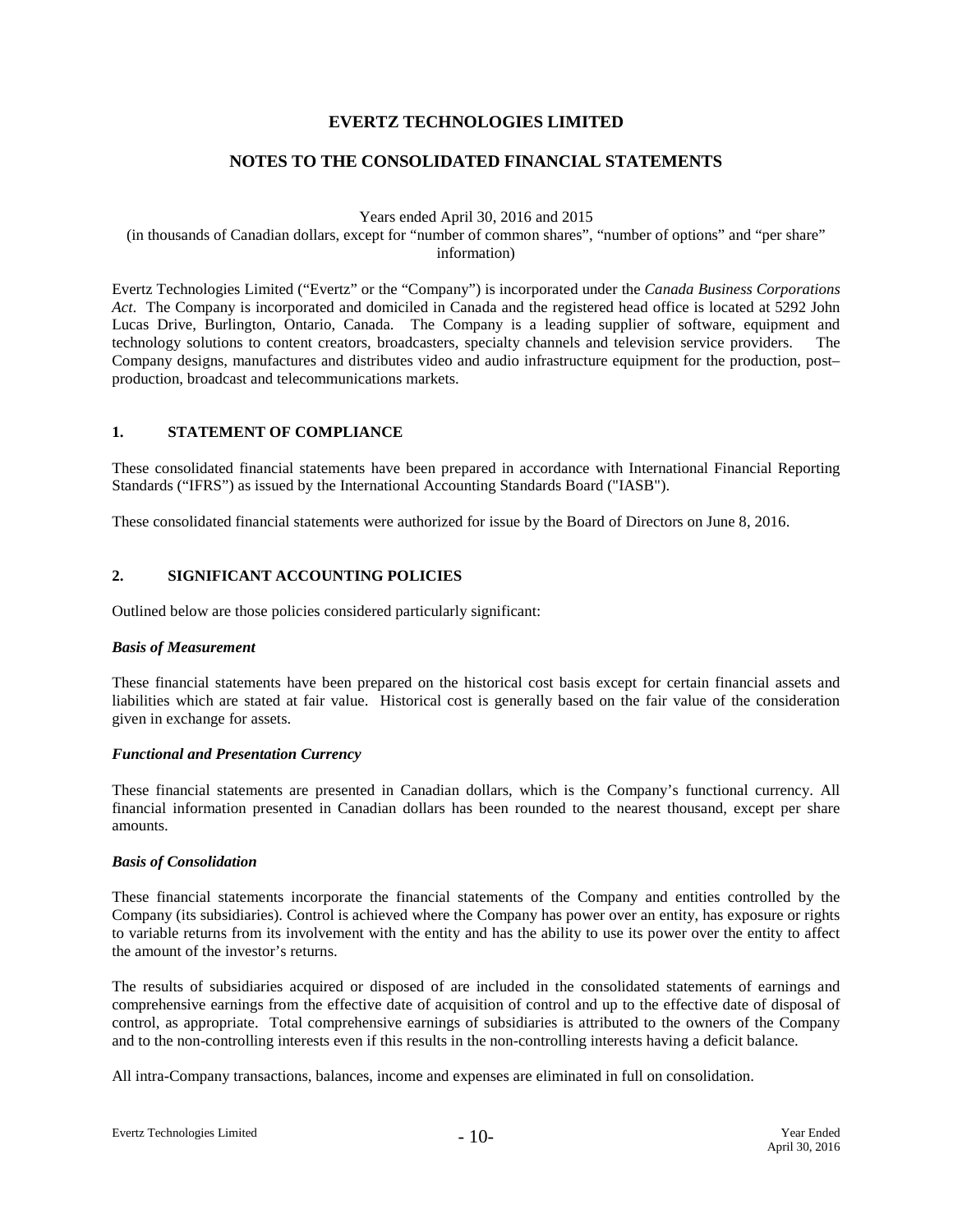# EVERTZ TECHNOLOGIES LIMITED

## NOTES TO THE CONSOLIDATED FINANCIAL STATEMENTS

Years ended April 30, 2016 and 2015
(in thousands of Canadian dollars, except for "number of common shares", "number of options" and "per share" information)

Evertz Technologies Limited ("Evertz" or the "Company") is incorporated under the *Canada Business Corporations Act*. The Company is incorporated and domiciled in Canada and the registered head office is located at 5292 John Lucas Drive, Burlington, Ontario, Canada. The Company is a leading supplier of software, equipment and technology solutions to content creators, broadcasters, specialty channels and television service providers. The Company designs, manufactures and distributes video and audio infrastructure equipment for the production, post–production, broadcast and telecommunications markets.

### 1. STATEMENT OF COMPLIANCE

These consolidated financial statements have been prepared in accordance with International Financial Reporting Standards ("IFRS") as issued by the International Accounting Standards Board ("IASB").

These consolidated financial statements were authorized for issue by the Board of Directors on June 8, 2016.

### 2. SIGNIFICANT ACCOUNTING POLICIES

Outlined below are those policies considered particularly significant:

***Basis of Measurement***

These financial statements have been prepared on the historical cost basis except for certain financial assets and liabilities which are stated at fair value. Historical cost is generally based on the fair value of the consideration given in exchange for assets.

***Functional and Presentation Currency***

These financial statements are presented in Canadian dollars, which is the Company's functional currency. All financial information presented in Canadian dollars has been rounded to the nearest thousand, except per share amounts.

***Basis of Consolidation***

These financial statements incorporate the financial statements of the Company and entities controlled by the Company (its subsidiaries). Control is achieved where the Company has power over an entity, has exposure or rights to variable returns from its involvement with the entity and has the ability to use its power over the entity to affect the amount of the investor's returns.

The results of subsidiaries acquired or disposed of are included in the consolidated statements of earnings and comprehensive earnings from the effective date of acquisition of control and up to the effective date of disposal of control, as appropriate. Total comprehensive earnings of subsidiaries is attributed to the owners of the Company and to the non-controlling interests even if this results in the non-controlling interests having a deficit balance.

All intra-Company transactions, balances, income and expenses are eliminated in full on consolidation.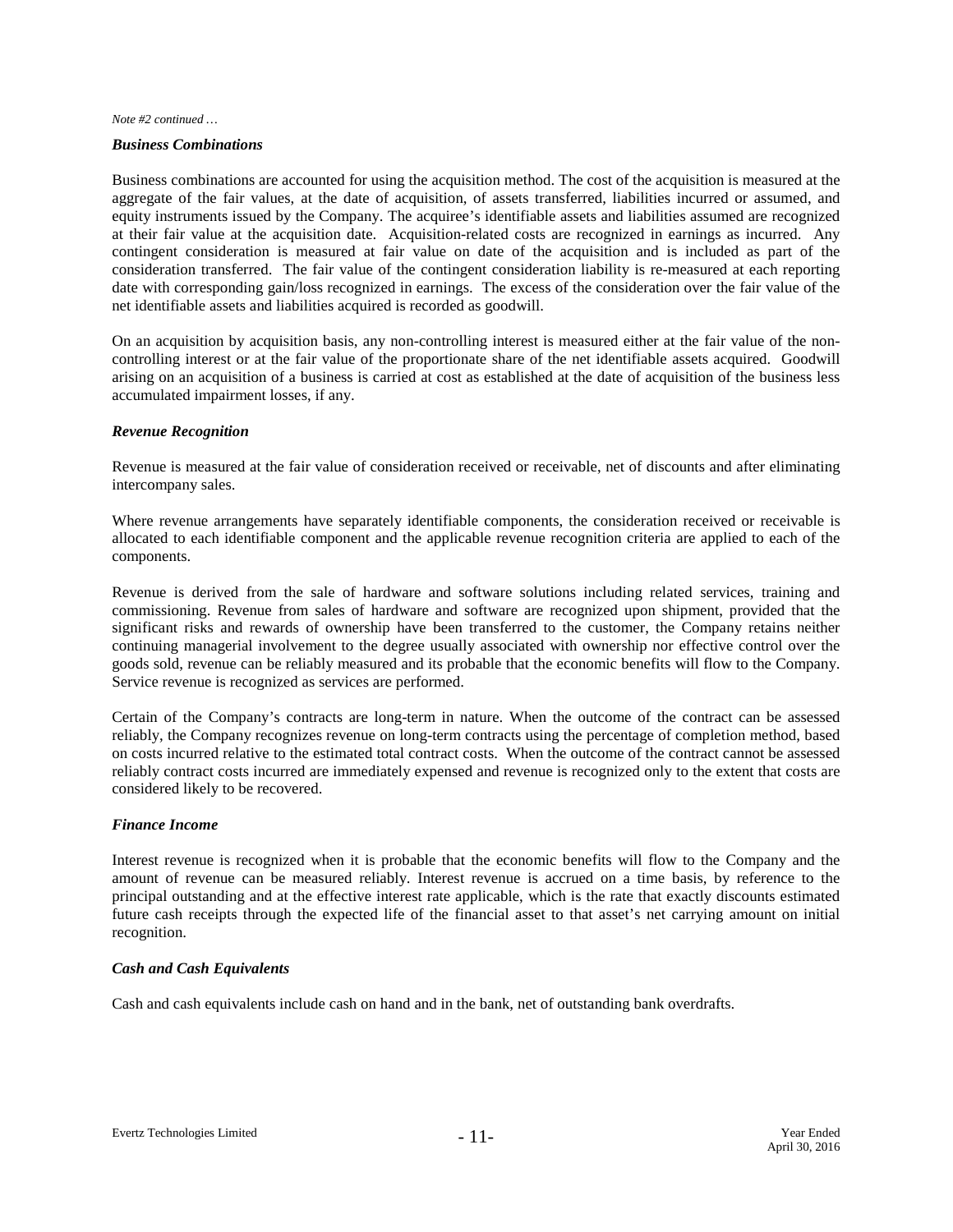*Note #2 continued …*

### *Business Combinations*

Business combinations are accounted for using the acquisition method. The cost of the acquisition is measured at the aggregate of the fair values, at the date of acquisition, of assets transferred, liabilities incurred or assumed, and equity instruments issued by the Company. The acquiree's identifiable assets and liabilities assumed are recognized at their fair value at the acquisition date. Acquisition-related costs are recognized in earnings as incurred. Any contingent consideration is measured at fair value on date of the acquisition and is included as part of the consideration transferred. The fair value of the contingent consideration liability is re-measured at each reporting date with corresponding gain/loss recognized in earnings. The excess of the consideration over the fair value of the net identifiable assets and liabilities acquired is recorded as goodwill.

On an acquisition by acquisition basis, any non-controlling interest is measured either at the fair value of the non-controlling interest or at the fair value of the proportionate share of the net identifiable assets acquired. Goodwill arising on an acquisition of a business is carried at cost as established at the date of acquisition of the business less accumulated impairment losses, if any.

### *Revenue Recognition*

Revenue is measured at the fair value of consideration received or receivable, net of discounts and after eliminating intercompany sales.

Where revenue arrangements have separately identifiable components, the consideration received or receivable is allocated to each identifiable component and the applicable revenue recognition criteria are applied to each of the components.

Revenue is derived from the sale of hardware and software solutions including related services, training and commissioning. Revenue from sales of hardware and software are recognized upon shipment, provided that the significant risks and rewards of ownership have been transferred to the customer, the Company retains neither continuing managerial involvement to the degree usually associated with ownership nor effective control over the goods sold, revenue can be reliably measured and its probable that the economic benefits will flow to the Company. Service revenue is recognized as services are performed.

Certain of the Company's contracts are long-term in nature. When the outcome of the contract can be assessed reliably, the Company recognizes revenue on long-term contracts using the percentage of completion method, based on costs incurred relative to the estimated total contract costs. When the outcome of the contract cannot be assessed reliably contract costs incurred are immediately expensed and revenue is recognized only to the extent that costs are considered likely to be recovered.

### *Finance Income*

Interest revenue is recognized when it is probable that the economic benefits will flow to the Company and the amount of revenue can be measured reliably. Interest revenue is accrued on a time basis, by reference to the principal outstanding and at the effective interest rate applicable, which is the rate that exactly discounts estimated future cash receipts through the expected life of the financial asset to that asset's net carrying amount on initial recognition.

### *Cash and Cash Equivalents*

Cash and cash equivalents include cash on hand and in the bank, net of outstanding bank overdrafts.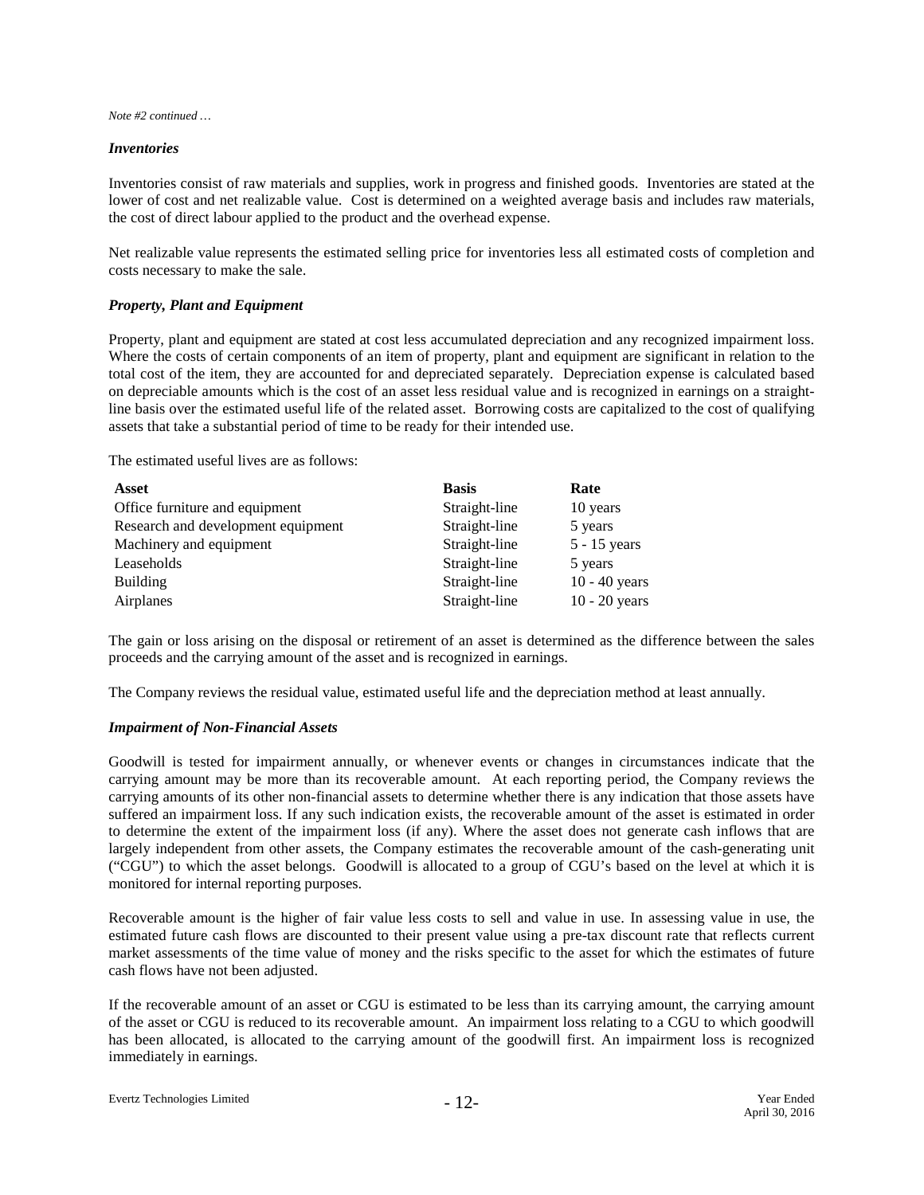*Note #2 continued …*

### *Inventories*

Inventories consist of raw materials and supplies, work in progress and finished goods. Inventories are stated at the lower of cost and net realizable value. Cost is determined on a weighted average basis and includes raw materials, the cost of direct labour applied to the product and the overhead expense.

Net realizable value represents the estimated selling price for inventories less all estimated costs of completion and costs necessary to make the sale.

### *Property, Plant and Equipment*

Property, plant and equipment are stated at cost less accumulated depreciation and any recognized impairment loss. Where the costs of certain components of an item of property, plant and equipment are significant in relation to the total cost of the item, they are accounted for and depreciated separately. Depreciation expense is calculated based on depreciable amounts which is the cost of an asset less residual value and is recognized in earnings on a straight-line basis over the estimated useful life of the related asset. Borrowing costs are capitalized to the cost of qualifying assets that take a substantial period of time to be ready for their intended use.

The estimated useful lives are as follows:

| Asset | Basis | Rate |
|---|---|---|
| Office furniture and equipment | Straight-line | 10 years |
| Research and development equipment | Straight-line | 5 years |
| Machinery and equipment | Straight-line | 5 - 15 years |
| Leaseholds | Straight-line | 5 years |
| Building | Straight-line | 10 - 40 years |
| Airplanes | Straight-line | 10 - 20 years |

The gain or loss arising on the disposal or retirement of an asset is determined as the difference between the sales proceeds and the carrying amount of the asset and is recognized in earnings.

The Company reviews the residual value, estimated useful life and the depreciation method at least annually.

### *Impairment of Non-Financial Assets*

Goodwill is tested for impairment annually, or whenever events or changes in circumstances indicate that the carrying amount may be more than its recoverable amount. At each reporting period, the Company reviews the carrying amounts of its other non-financial assets to determine whether there is any indication that those assets have suffered an impairment loss. If any such indication exists, the recoverable amount of the asset is estimated in order to determine the extent of the impairment loss (if any). Where the asset does not generate cash inflows that are largely independent from other assets, the Company estimates the recoverable amount of the cash-generating unit ("CGU") to which the asset belongs. Goodwill is allocated to a group of CGU's based on the level at which it is monitored for internal reporting purposes.

Recoverable amount is the higher of fair value less costs to sell and value in use. In assessing value in use, the estimated future cash flows are discounted to their present value using a pre-tax discount rate that reflects current market assessments of the time value of money and the risks specific to the asset for which the estimates of future cash flows have not been adjusted.

If the recoverable amount of an asset or CGU is estimated to be less than its carrying amount, the carrying amount of the asset or CGU is reduced to its recoverable amount. An impairment loss relating to a CGU to which goodwill has been allocated, is allocated to the carrying amount of the goodwill first. An impairment loss is recognized immediately in earnings.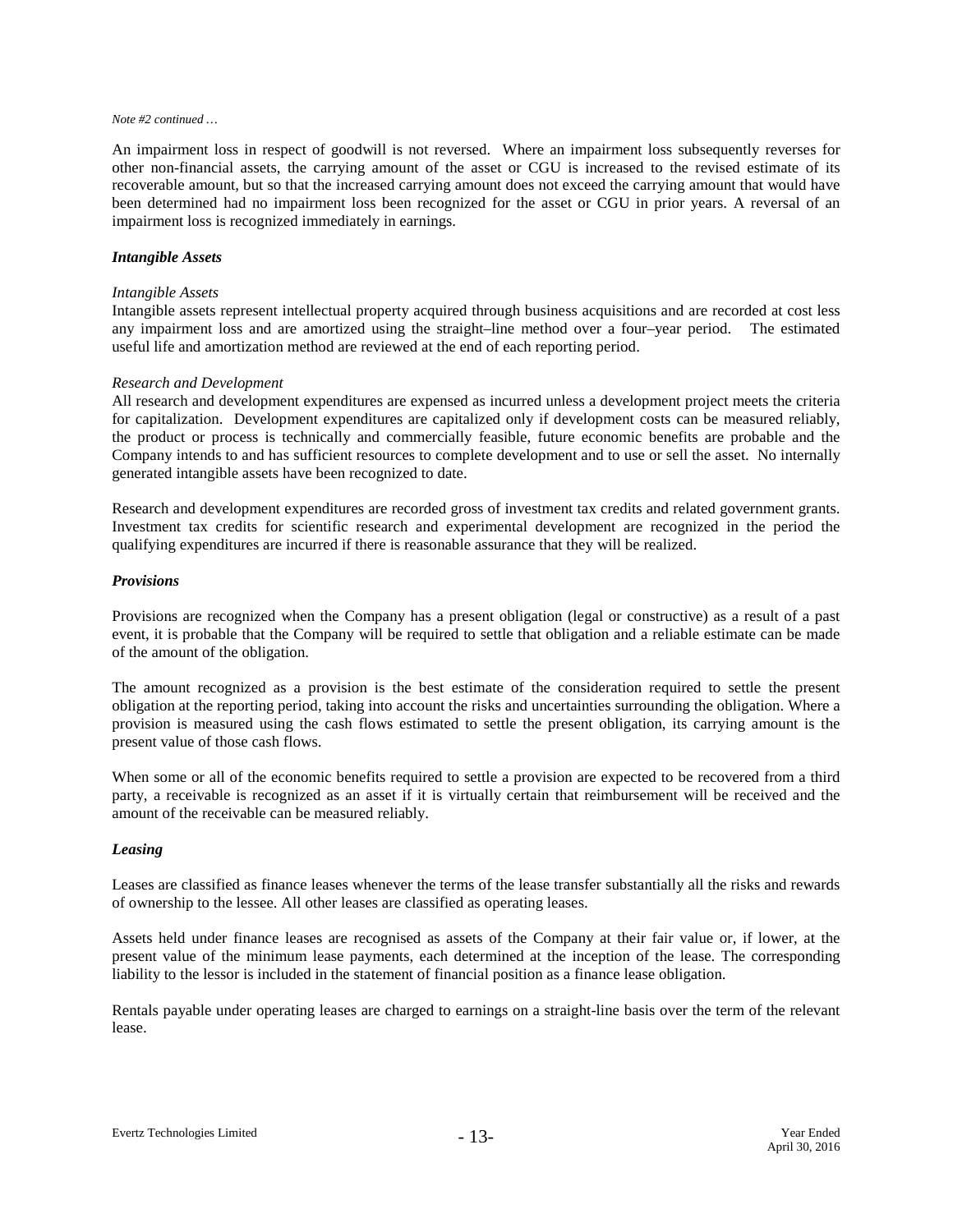*Note #2 continued …*

An impairment loss in respect of goodwill is not reversed. Where an impairment loss subsequently reverses for other non-financial assets, the carrying amount of the asset or CGU is increased to the revised estimate of its recoverable amount, but so that the increased carrying amount does not exceed the carrying amount that would have been determined had no impairment loss been recognized for the asset or CGU in prior years. A reversal of an impairment loss is recognized immediately in earnings.

***Intangible Assets***

*Intangible Assets*

Intangible assets represent intellectual property acquired through business acquisitions and are recorded at cost less any impairment loss and are amortized using the straight–line method over a four–year period. The estimated useful life and amortization method are reviewed at the end of each reporting period.

*Research and Development*

All research and development expenditures are expensed as incurred unless a development project meets the criteria for capitalization. Development expenditures are capitalized only if development costs can be measured reliably, the product or process is technically and commercially feasible, future economic benefits are probable and the Company intends to and has sufficient resources to complete development and to use or sell the asset. No internally generated intangible assets have been recognized to date.

Research and development expenditures are recorded gross of investment tax credits and related government grants. Investment tax credits for scientific research and experimental development are recognized in the period the qualifying expenditures are incurred if there is reasonable assurance that they will be realized.

***Provisions***

Provisions are recognized when the Company has a present obligation (legal or constructive) as a result of a past event, it is probable that the Company will be required to settle that obligation and a reliable estimate can be made of the amount of the obligation.

The amount recognized as a provision is the best estimate of the consideration required to settle the present obligation at the reporting period, taking into account the risks and uncertainties surrounding the obligation. Where a provision is measured using the cash flows estimated to settle the present obligation, its carrying amount is the present value of those cash flows.

When some or all of the economic benefits required to settle a provision are expected to be recovered from a third party, a receivable is recognized as an asset if it is virtually certain that reimbursement will be received and the amount of the receivable can be measured reliably.

***Leasing***

Leases are classified as finance leases whenever the terms of the lease transfer substantially all the risks and rewards of ownership to the lessee. All other leases are classified as operating leases.

Assets held under finance leases are recognised as assets of the Company at their fair value or, if lower, at the present value of the minimum lease payments, each determined at the inception of the lease. The corresponding liability to the lessor is included in the statement of financial position as a finance lease obligation.

Rentals payable under operating leases are charged to earnings on a straight-line basis over the term of the relevant lease.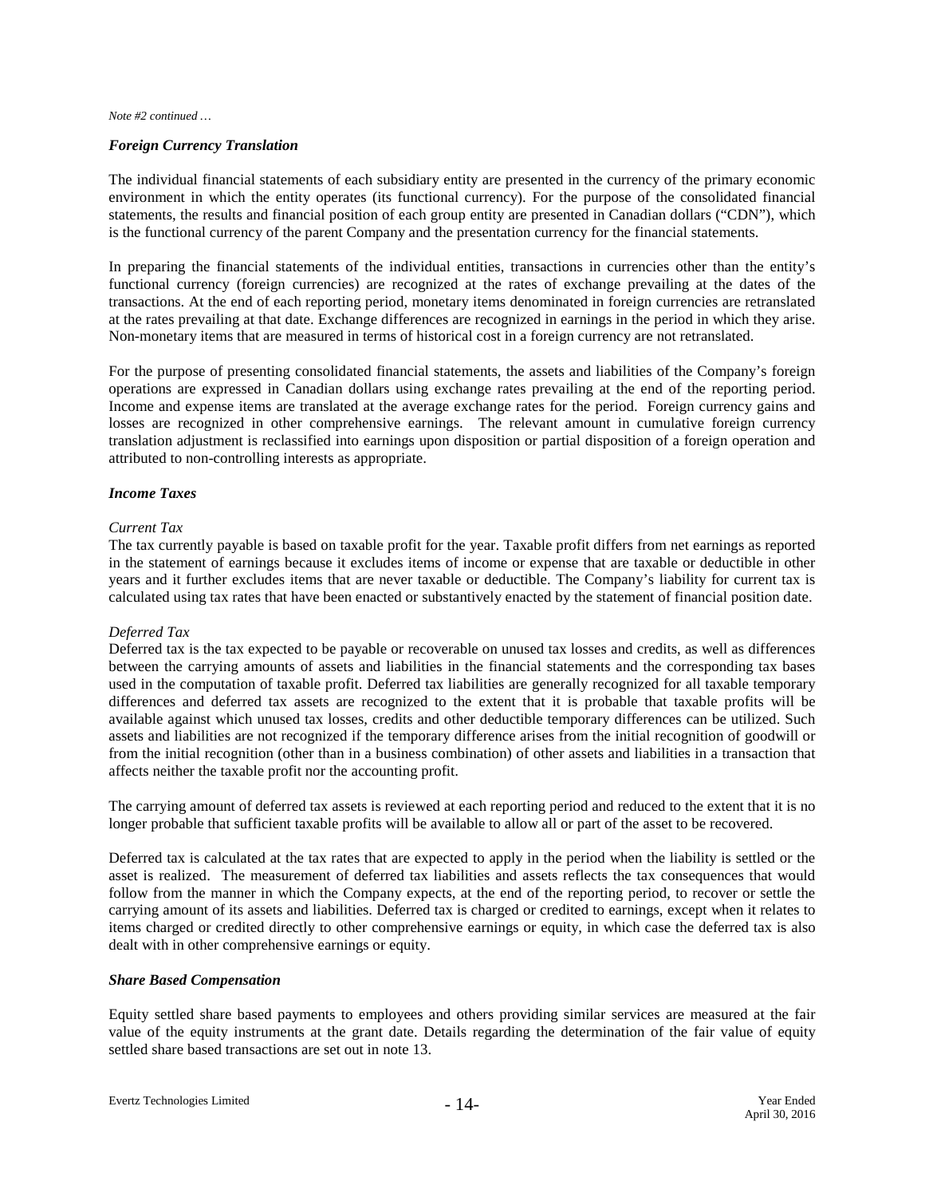*Note #2 continued …*

### *Foreign Currency Translation*

The individual financial statements of each subsidiary entity are presented in the currency of the primary economic environment in which the entity operates (its functional currency). For the purpose of the consolidated financial statements, the results and financial position of each group entity are presented in Canadian dollars ("CDN"), which is the functional currency of the parent Company and the presentation currency for the financial statements.

In preparing the financial statements of the individual entities, transactions in currencies other than the entity's functional currency (foreign currencies) are recognized at the rates of exchange prevailing at the dates of the transactions. At the end of each reporting period, monetary items denominated in foreign currencies are retranslated at the rates prevailing at that date. Exchange differences are recognized in earnings in the period in which they arise. Non-monetary items that are measured in terms of historical cost in a foreign currency are not retranslated.

For the purpose of presenting consolidated financial statements, the assets and liabilities of the Company's foreign operations are expressed in Canadian dollars using exchange rates prevailing at the end of the reporting period. Income and expense items are translated at the average exchange rates for the period. Foreign currency gains and losses are recognized in other comprehensive earnings. The relevant amount in cumulative foreign currency translation adjustment is reclassified into earnings upon disposition or partial disposition of a foreign operation and attributed to non-controlling interests as appropriate.

### *Income Taxes*

*Current Tax*

The tax currently payable is based on taxable profit for the year. Taxable profit differs from net earnings as reported in the statement of earnings because it excludes items of income or expense that are taxable or deductible in other years and it further excludes items that are never taxable or deductible. The Company's liability for current tax is calculated using tax rates that have been enacted or substantively enacted by the statement of financial position date.

*Deferred Tax*

Deferred tax is the tax expected to be payable or recoverable on unused tax losses and credits, as well as differences between the carrying amounts of assets and liabilities in the financial statements and the corresponding tax bases used in the computation of taxable profit. Deferred tax liabilities are generally recognized for all taxable temporary differences and deferred tax assets are recognized to the extent that it is probable that taxable profits will be available against which unused tax losses, credits and other deductible temporary differences can be utilized. Such assets and liabilities are not recognized if the temporary difference arises from the initial recognition of goodwill or from the initial recognition (other than in a business combination) of other assets and liabilities in a transaction that affects neither the taxable profit nor the accounting profit.

The carrying amount of deferred tax assets is reviewed at each reporting period and reduced to the extent that it is no longer probable that sufficient taxable profits will be available to allow all or part of the asset to be recovered.

Deferred tax is calculated at the tax rates that are expected to apply in the period when the liability is settled or the asset is realized. The measurement of deferred tax liabilities and assets reflects the tax consequences that would follow from the manner in which the Company expects, at the end of the reporting period, to recover or settle the carrying amount of its assets and liabilities. Deferred tax is charged or credited to earnings, except when it relates to items charged or credited directly to other comprehensive earnings or equity, in which case the deferred tax is also dealt with in other comprehensive earnings or equity.

### *Share Based Compensation*

Equity settled share based payments to employees and others providing similar services are measured at the fair value of the equity instruments at the grant date. Details regarding the determination of the fair value of equity settled share based transactions are set out in note 13.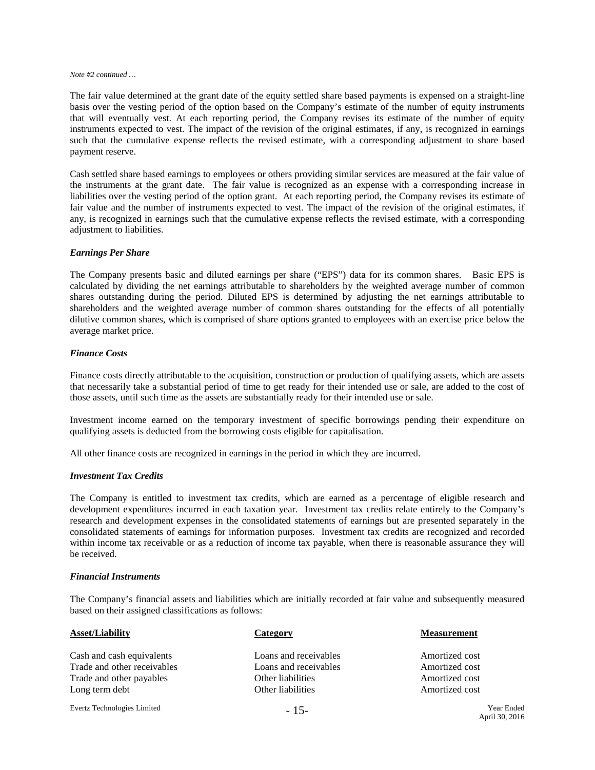*Note #2 continued …*

The fair value determined at the grant date of the equity settled share based payments is expensed on a straight-line basis over the vesting period of the option based on the Company's estimate of the number of equity instruments that will eventually vest. At each reporting period, the Company revises its estimate of the number of equity instruments expected to vest. The impact of the revision of the original estimates, if any, is recognized in earnings such that the cumulative expense reflects the revised estimate, with a corresponding adjustment to share based payment reserve.

Cash settled share based earnings to employees or others providing similar services are measured at the fair value of the instruments at the grant date. The fair value is recognized as an expense with a corresponding increase in liabilities over the vesting period of the option grant. At each reporting period, the Company revises its estimate of fair value and the number of instruments expected to vest. The impact of the revision of the original estimates, if any, is recognized in earnings such that the cumulative expense reflects the revised estimate, with a corresponding adjustment to liabilities.

### *Earnings Per Share*

The Company presents basic and diluted earnings per share ("EPS") data for its common shares. Basic EPS is calculated by dividing the net earnings attributable to shareholders by the weighted average number of common shares outstanding during the period. Diluted EPS is determined by adjusting the net earnings attributable to shareholders and the weighted average number of common shares outstanding for the effects of all potentially dilutive common shares, which is comprised of share options granted to employees with an exercise price below the average market price.

### *Finance Costs*

Finance costs directly attributable to the acquisition, construction or production of qualifying assets, which are assets that necessarily take a substantial period of time to get ready for their intended use or sale, are added to the cost of those assets, until such time as the assets are substantially ready for their intended use or sale.

Investment income earned on the temporary investment of specific borrowings pending their expenditure on qualifying assets is deducted from the borrowing costs eligible for capitalisation.

All other finance costs are recognized in earnings in the period in which they are incurred.

### *Investment Tax Credits*

The Company is entitled to investment tax credits, which are earned as a percentage of eligible research and development expenditures incurred in each taxation year. Investment tax credits relate entirely to the Company's research and development expenses in the consolidated statements of earnings but are presented separately in the consolidated statements of earnings for information purposes. Investment tax credits are recognized and recorded within income tax receivable or as a reduction of income tax payable, when there is reasonable assurance they will be received.

### *Financial Instruments*

The Company's financial assets and liabilities which are initially recorded at fair value and subsequently measured based on their assigned classifications as follows:

| **Asset/Liability** | **Category** | **Measurement** |
|---|---|---|
| Cash and cash equivalents | Loans and receivables | Amortized cost |
| Trade and other receivables | Loans and receivables | Amortized cost |
| Trade and other payables | Other liabilities | Amortized cost |
| Long term debt | Other liabilities | Amortized cost |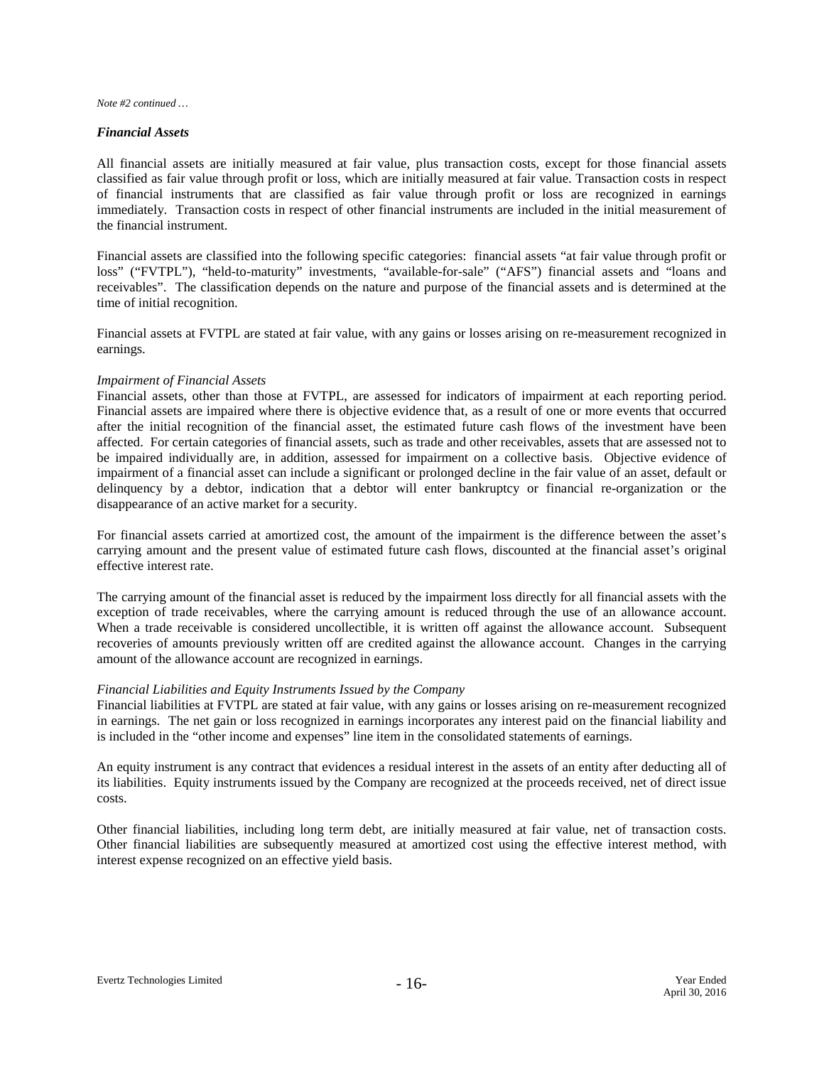*Note #2 continued …*

### *Financial Assets*

All financial assets are initially measured at fair value, plus transaction costs, except for those financial assets classified as fair value through profit or loss, which are initially measured at fair value. Transaction costs in respect of financial instruments that are classified as fair value through profit or loss are recognized in earnings immediately. Transaction costs in respect of other financial instruments are included in the initial measurement of the financial instrument.

Financial assets are classified into the following specific categories: financial assets "at fair value through profit or loss" ("FVTPL"), "held-to-maturity" investments, "available-for-sale" ("AFS") financial assets and "loans and receivables". The classification depends on the nature and purpose of the financial assets and is determined at the time of initial recognition.

Financial assets at FVTPL are stated at fair value, with any gains or losses arising on re-measurement recognized in earnings.

*Impairment of Financial Assets*

Financial assets, other than those at FVTPL, are assessed for indicators of impairment at each reporting period. Financial assets are impaired where there is objective evidence that, as a result of one or more events that occurred after the initial recognition of the financial asset, the estimated future cash flows of the investment have been affected. For certain categories of financial assets, such as trade and other receivables, assets that are assessed not to be impaired individually are, in addition, assessed for impairment on a collective basis. Objective evidence of impairment of a financial asset can include a significant or prolonged decline in the fair value of an asset, default or delinquency by a debtor, indication that a debtor will enter bankruptcy or financial re-organization or the disappearance of an active market for a security.

For financial assets carried at amortized cost, the amount of the impairment is the difference between the asset's carrying amount and the present value of estimated future cash flows, discounted at the financial asset's original effective interest rate.

The carrying amount of the financial asset is reduced by the impairment loss directly for all financial assets with the exception of trade receivables, where the carrying amount is reduced through the use of an allowance account. When a trade receivable is considered uncollectible, it is written off against the allowance account. Subsequent recoveries of amounts previously written off are credited against the allowance account. Changes in the carrying amount of the allowance account are recognized in earnings.

*Financial Liabilities and Equity Instruments Issued by the Company*

Financial liabilities at FVTPL are stated at fair value, with any gains or losses arising on re-measurement recognized in earnings. The net gain or loss recognized in earnings incorporates any interest paid on the financial liability and is included in the "other income and expenses" line item in the consolidated statements of earnings.

An equity instrument is any contract that evidences a residual interest in the assets of an entity after deducting all of its liabilities. Equity instruments issued by the Company are recognized at the proceeds received, net of direct issue costs.

Other financial liabilities, including long term debt, are initially measured at fair value, net of transaction costs. Other financial liabilities are subsequently measured at amortized cost using the effective interest method, with interest expense recognized on an effective yield basis.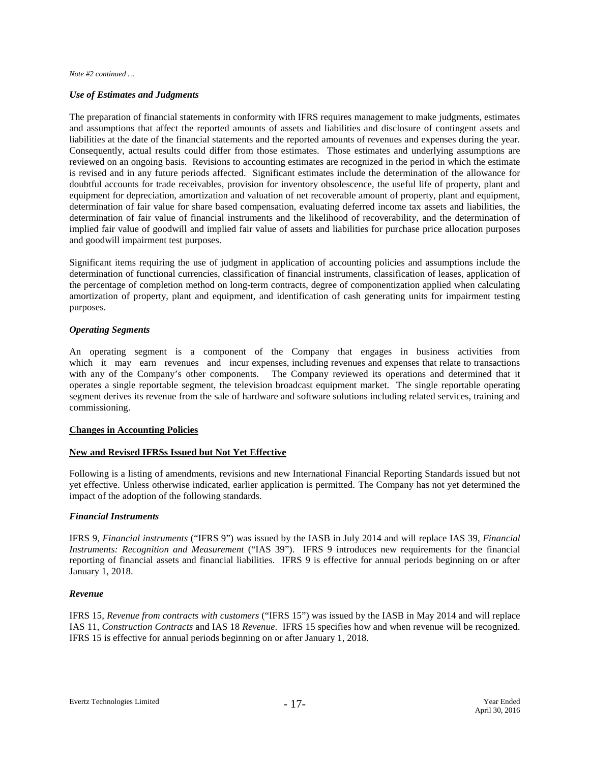*Note #2 continued …*

### *Use of Estimates and Judgments*

The preparation of financial statements in conformity with IFRS requires management to make judgments, estimates and assumptions that affect the reported amounts of assets and liabilities and disclosure of contingent assets and liabilities at the date of the financial statements and the reported amounts of revenues and expenses during the year. Consequently, actual results could differ from those estimates. Those estimates and underlying assumptions are reviewed on an ongoing basis. Revisions to accounting estimates are recognized in the period in which the estimate is revised and in any future periods affected. Significant estimates include the determination of the allowance for doubtful accounts for trade receivables, provision for inventory obsolescence, the useful life of property, plant and equipment for depreciation, amortization and valuation of net recoverable amount of property, plant and equipment, determination of fair value for share based compensation, evaluating deferred income tax assets and liabilities, the determination of fair value of financial instruments and the likelihood of recoverability, and the determination of implied fair value of goodwill and implied fair value of assets and liabilities for purchase price allocation purposes and goodwill impairment test purposes.

Significant items requiring the use of judgment in application of accounting policies and assumptions include the determination of functional currencies, classification of financial instruments, classification of leases, application of the percentage of completion method on long-term contracts, degree of componentization applied when calculating amortization of property, plant and equipment, and identification of cash generating units for impairment testing purposes.

### *Operating Segments*

An operating segment is a component of the Company that engages in business activities from which it may earn revenues and incur expenses, including revenues and expenses that relate to transactions with any of the Company's other components. The Company reviewed its operations and determined that it operates a single reportable segment, the television broadcast equipment market. The single reportable operating segment derives its revenue from the sale of hardware and software solutions including related services, training and commissioning.

## **Changes in Accounting Policies**

## **New and Revised IFRSs Issued but Not Yet Effective**

Following is a listing of amendments, revisions and new International Financial Reporting Standards issued but not yet effective. Unless otherwise indicated, earlier application is permitted. The Company has not yet determined the impact of the adoption of the following standards.

### *Financial Instruments*

IFRS 9, *Financial instruments* ("IFRS 9") was issued by the IASB in July 2014 and will replace IAS 39, *Financial Instruments: Recognition and Measurement* ("IAS 39"). IFRS 9 introduces new requirements for the financial reporting of financial assets and financial liabilities. IFRS 9 is effective for annual periods beginning on or after January 1, 2018.

### *Revenue*

IFRS 15, *Revenue from contracts with customers* ("IFRS 15") was issued by the IASB in May 2014 and will replace IAS 11, *Construction Contracts* and IAS 18 *Revenue*. IFRS 15 specifies how and when revenue will be recognized. IFRS 15 is effective for annual periods beginning on or after January 1, 2018.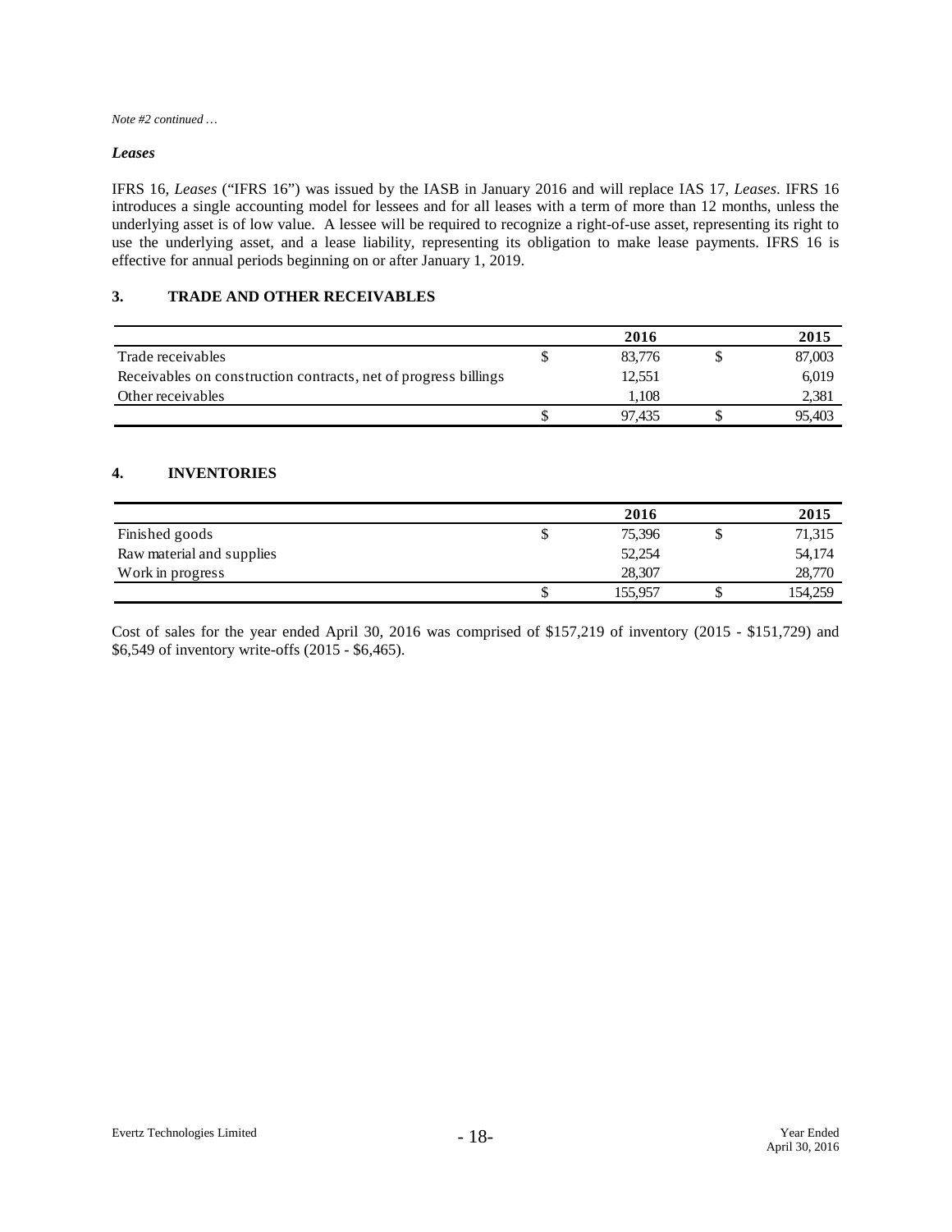*Note #2 continued …*

### *Leases*

IFRS 16, *Leases* ("IFRS 16") was issued by the IASB in January 2016 and will replace IAS 17, *Leases*. IFRS 16 introduces a single accounting model for lessees and for all leases with a term of more than 12 months, unless the underlying asset is of low value. A lessee will be required to recognize a right-of-use asset, representing its right to use the underlying asset, and a lease liability, representing its obligation to make lease payments. IFRS 16 is effective for annual periods beginning on or after January 1, 2019.

## 3. TRADE AND OTHER RECEIVABLES

| | | 2016 | | 2015 |
|---|---|---|---|---|
| Trade receivables | $ | 83,776 | $ | 87,003 |
| Receivables on construction contracts, net of progress billings | | 12,551 | | 6,019 |
| Other receivables | | 1,108 | | 2,381 |
| | $ | 97,435 | $ | 95,403 |

## 4. INVENTORIES

| | | 2016 | | 2015 |
|---|---|---|---|---|
| Finished goods | $ | 75,396 | $ | 71,315 |
| Raw material and supplies | | 52,254 | | 54,174 |
| Work in progress | | 28,307 | | 28,770 |
| | $ | 155,957 | $ | 154,259 |

Cost of sales for the year ended April 30, 2016 was comprised of $157,219 of inventory (2015 - $151,729) and $6,549 of inventory write-offs (2015 - $6,465).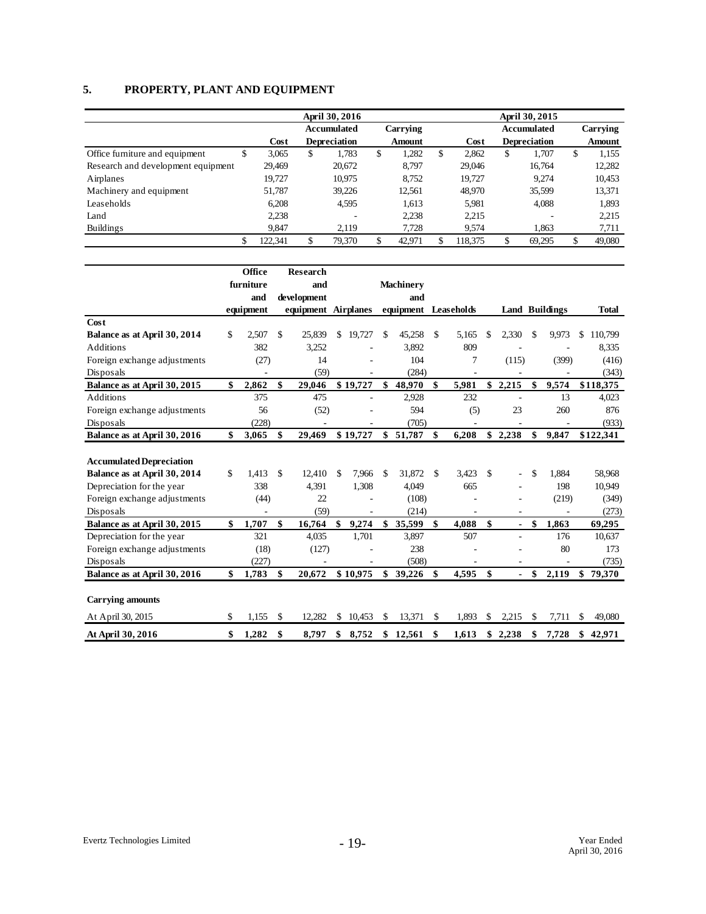## 5. PROPERTY, PLANT AND EQUIPMENT

| | April 30, 2016 | | | April 30, 2015 | | |
|---|---|---|---|---|---|---|
| | Cost | Accumulated Depreciation | Carrying Amount | Cost | Accumulated Depreciation | Carrying Amount |
| Office furniture and equipment | $ 3,065 | $ 1,783 | $ 1,282 | $ 2,862 | $ 1,707 | $ 1,155 |
| Research and development equipment | 29,469 | 20,672 | 8,797 | 29,046 | 16,764 | 12,282 |
| Airplanes | 19,727 | 10,975 | 8,752 | 19,727 | 9,274 | 10,453 |
| Machinery and equipment | 51,787 | 39,226 | 12,561 | 48,970 | 35,599 | 13,371 |
| Leaseholds | 6,208 | 4,595 | 1,613 | 5,981 | 4,088 | 1,893 |
| Land | 2,238 | - | 2,238 | 2,215 | - | 2,215 |
| Buildings | 9,847 | 2,119 | 7,728 | 9,574 | 1,863 | 7,711 |
| | $ 122,341 | $ 79,370 | $ 42,971 | $ 118,375 | $ 69,295 | $ 49,080 |

| | Office furniture and equipment | Research and development equipment | Airplanes | Machinery and equipment | Leaseholds | Land | Buildings | Total |
|---|---|---|---|---|---|---|---|---|
| **Cost** | | | | | | | | |
| **Balance as at April 30, 2014** | $ 2,507 | $ 25,839 | $ 19,727 | $ 45,258 | $ 5,165 | $ 2,330 | $ 9,973 | $ 110,799 |
| Additions | 382 | 3,252 | - | 3,892 | 809 | - | - | 8,335 |
| Foreign exchange adjustments | (27) | 14 | - | 104 | 7 | (115) | (399) | (416) |
| Disposals | - | (59) | - | (284) | - | - | - | (343) |
| **Balance as at April 30, 2015** | **$ 2,862** | **$ 29,046** | **$ 19,727** | **$ 48,970** | **$ 5,981** | **$ 2,215** | **$ 9,574** | **$118,375** |
| Additions | 375 | 475 | - | 2,928 | 232 | - | 13 | 4,023 |
| Foreign exchange adjustments | 56 | (52) | - | 594 | (5) | 23 | 260 | 876 |
| Disposals | (228) | - | - | (705) | - | - | - | (933) |
| **Balance as at April 30, 2016** | **$ 3,065** | **$ 29,469** | **$ 19,727** | **$ 51,787** | **$ 6,208** | **$ 2,238** | **$ 9,847** | **$122,341** |
| | | | | | | | | |
| **Accumulated Depreciation** | | | | | | | | |
| **Balance as at April 30, 2014** | $ 1,413 | $ 12,410 | $ 7,966 | $ 31,872 | $ 3,423 | $ - | $ 1,884 | 58,968 |
| Depreciation for the year | 338 | 4,391 | 1,308 | 4,049 | 665 | - | 198 | 10,949 |
| Foreign exchange adjustments | (44) | 22 | - | (108) | - | - | (219) | (349) |
| Disposals | - | (59) | - | (214) | - | - | - | (273) |
| **Balance as at April 30, 2015** | **$ 1,707** | **$ 16,764** | **$ 9,274** | **$ 35,599** | **$ 4,088** | **$ -** | **$ 1,863** | **69,295** |
| Depreciation for the year | 321 | 4,035 | 1,701 | 3,897 | 507 | - | 176 | 10,637 |
| Foreign exchange adjustments | (18) | (127) | - | 238 | - | - | 80 | 173 |
| Disposals | (227) | - | - | (508) | - | - | - | (735) |
| **Balance as at April 30, 2016** | **$ 1,783** | **$ 20,672** | **$ 10,975** | **$ 39,226** | **$ 4,595** | **$ -** | **$ 2,119** | **$ 79,370** |
| | | | | | | | | |
| **Carrying amounts** | | | | | | | | |
| At April 30, 2015 | $ 1,155 | $ 12,282 | $ 10,453 | $ 13,371 | $ 1,893 | $ 2,215 | $ 7,711 | $ 49,080 |
| **At April 30, 2016** | **$ 1,282** | **$ 8,797** | **$ 8,752** | **$ 12,561** | **$ 1,613** | **$ 2,238** | **$ 7,728** | **$ 42,971** |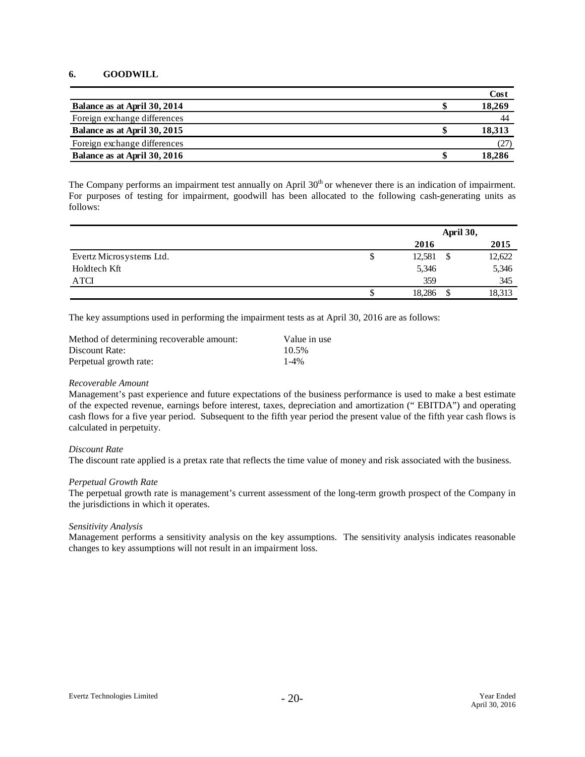## 6. GOODWILL

| | | Cost |
|---|---|---|
| **Balance as at April 30, 2014** | **$** | **18,269** |
| Foreign exchange differences | | 44 |
| **Balance as at April 30, 2015** | **$** | **18,313** |
| Foreign exchange differences | | (27) |
| **Balance as at April 30, 2016** | **$** | **18,286** |

The Company performs an impairment test annually on April 30th or whenever there is an indication of impairment. For purposes of testing for impairment, goodwill has been allocated to the following cash-generating units as follows:

| | | April 30, | | |
|---|---|---|---|---|
| | | **2016** | | **2015** |
| Evertz Microsystems Ltd. | $ | 12,581 | $ | 12,622 |
| Holdtech Kft | | 5,346 | | 5,346 |
| ATCI | | 359 | | 345 |
| | $ | 18,286 | $ | 18,313 |

The key assumptions used in performing the impairment tests as at April 30, 2016 are as follows:

| | |
|---|---|
| Method of determining recoverable amount: | Value in use |
| Discount Rate: | 10.5% |
| Perpetual growth rate: | 1-4% |

*Recoverable Amount*
Management's past experience and future expectations of the business performance is used to make a best estimate of the expected revenue, earnings before interest, taxes, depreciation and amortization (" EBITDA") and operating cash flows for a five year period. Subsequent to the fifth year period the present value of the fifth year cash flows is calculated in perpetuity.

*Discount Rate*
The discount rate applied is a pretax rate that reflects the time value of money and risk associated with the business.

*Perpetual Growth Rate*
The perpetual growth rate is management's current assessment of the long-term growth prospect of the Company in the jurisdictions in which it operates.

*Sensitivity Analysis*
Management performs a sensitivity analysis on the key assumptions. The sensitivity analysis indicates reasonable changes to key assumptions will not result in an impairment loss.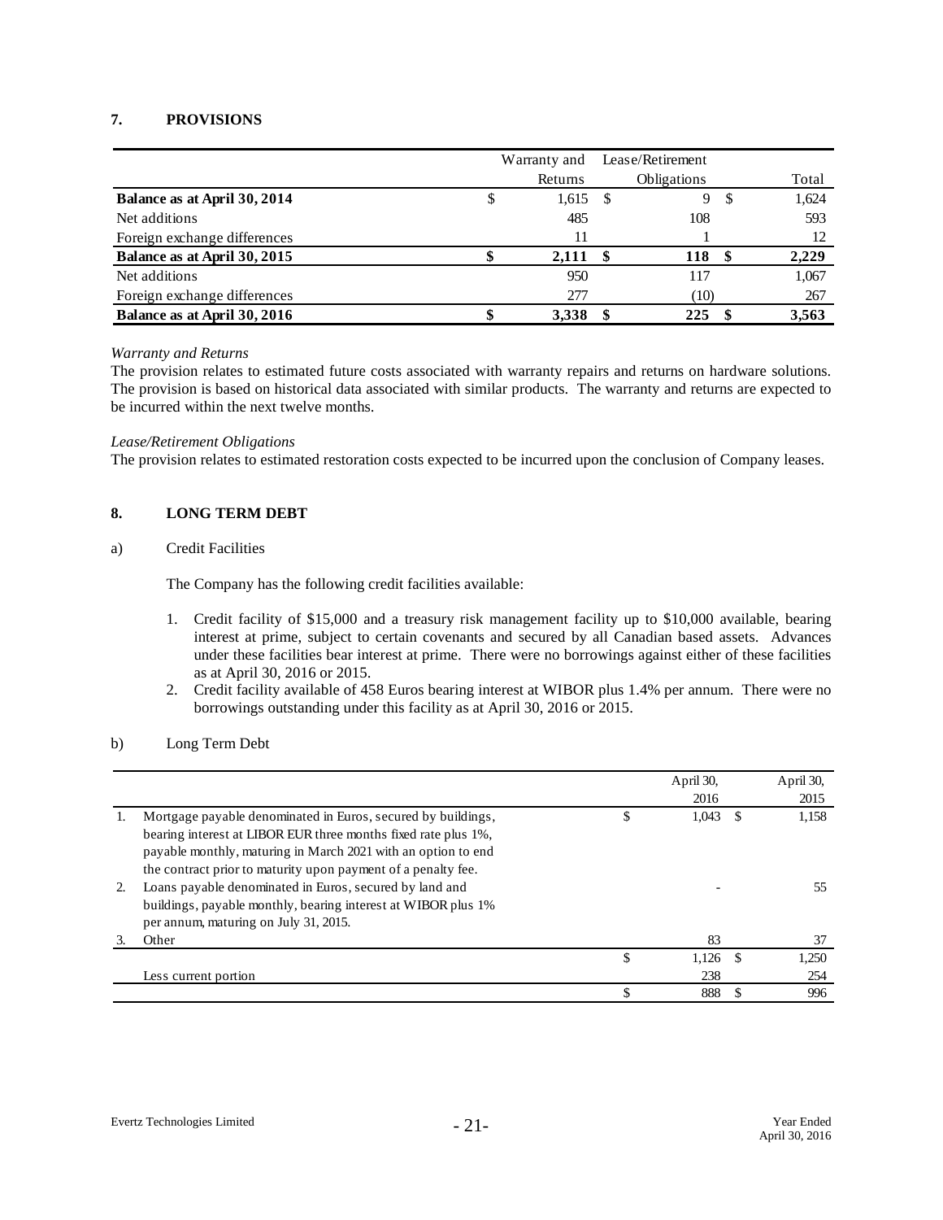## 7. PROVISIONS

| | Warranty and Returns | Lease/Retirement Obligations | Total |
|---|---|---|---|
| **Balance as at April 30, 2014** | $ 1,615 | $ 9 | $ 1,624 |
| Net additions | 485 | 108 | 593 |
| Foreign exchange differences | 11 | 1 | 12 |
| **Balance as at April 30, 2015** | **$ 2,111** | **$ 118** | **$ 2,229** |
| Net additions | 950 | 117 | 1,067 |
| Foreign exchange differences | 277 | (10) | 267 |
| **Balance as at April 30, 2016** | **$ 3,338** | **$ 225** | **$ 3,563** |

*Warranty and Returns*

The provision relates to estimated future costs associated with warranty repairs and returns on hardware solutions. The provision is based on historical data associated with similar products. The warranty and returns are expected to be incurred within the next twelve months.

*Lease/Retirement Obligations*

The provision relates to estimated restoration costs expected to be incurred upon the conclusion of Company leases.

## 8. LONG TERM DEBT

a) Credit Facilities

The Company has the following credit facilities available:

1. Credit facility of $15,000 and a treasury risk management facility up to $10,000 available, bearing interest at prime, subject to certain covenants and secured by all Canadian based assets. Advances under these facilities bear interest at prime. There were no borrowings against either of these facilities as at April 30, 2016 or 2015.
2. Credit facility available of 458 Euros bearing interest at WIBOR plus 1.4% per annum. There were no borrowings outstanding under this facility as at April 30, 2016 or 2015.

b) Long Term Debt

| | | April 30, 2016 | April 30, 2015 |
|---|---|---|---|
| 1. | Mortgage payable denominated in Euros, secured by buildings, bearing interest at LIBOR EUR three months fixed rate plus 1%, payable monthly, maturing in March 2021 with an option to end the contract prior to maturity upon payment of a penalty fee. | $ 1,043 | $ 1,158 |
| 2. | Loans payable denominated in Euros, secured by land and buildings, payable monthly, bearing interest at WIBOR plus 1% per annum, maturing on July 31, 2015. | - | 55 |
| 3. | Other | 83 | 37 |
| | | $ 1,126 | $ 1,250 |
| | Less current portion | 238 | 254 |
| | | $ 888 | $ 996 |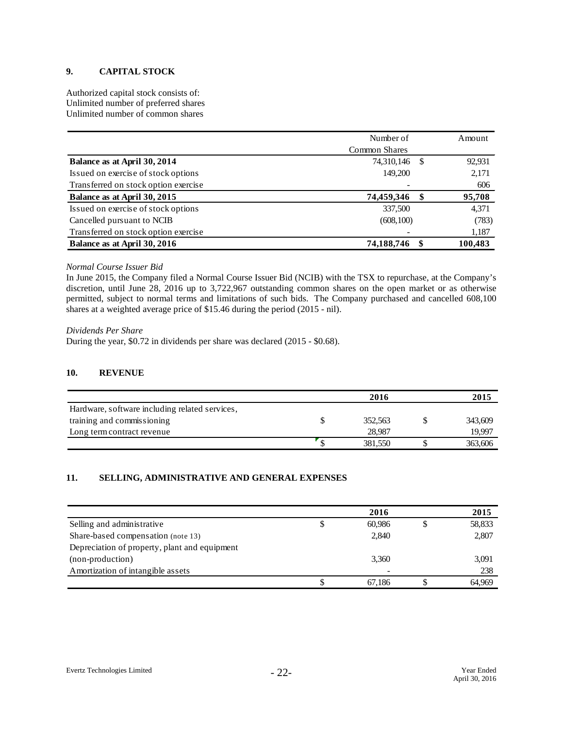## 9. CAPITAL STOCK

Authorized capital stock consists of:
Unlimited number of preferred shares
Unlimited number of common shares

| | Number of Common Shares | Amount |
|---|---|---|
| **Balance as at April 30, 2014** | 74,310,146 | $ 92,931 |
| Issued on exercise of stock options | 149,200 | 2,171 |
| Transferred on stock option exercise | - | 606 |
| **Balance as at April 30, 2015** | **74,459,346** | **$ 95,708** |
| Issued on exercise of stock options | 337,500 | 4,371 |
| Cancelled pursuant to NCIB | (608,100) | (783) |
| Transferred on stock option exercise | - | 1,187 |
| **Balance as at April 30, 2016** | **74,188,746** | **$ 100,483** |

*Normal Course Issuer Bid*

In June 2015, the Company filed a Normal Course Issuer Bid (NCIB) with the TSX to repurchase, at the Company's discretion, until June 28, 2016 up to 3,722,967 outstanding common shares on the open market or as otherwise permitted, subject to normal terms and limitations of such bids. The Company purchased and cancelled 608,100 shares at a weighted average price of $15.46 during the period (2015 - nil).

*Dividends Per Share*

During the year, $0.72 in dividends per share was declared (2015 - $0.68).

## 10. REVENUE

| | 2016 | 2015 |
|---|---|---|
| Hardware, software including related services, training and commissioning | $ 352,563 | $ 343,609 |
| Long term contract revenue | 28,987 | 19,997 |
| | $ 381,550 | $ 363,606 |

## 11. SELLING, ADMINISTRATIVE AND GENERAL EXPENSES

| | 2016 | 2015 |
|---|---|---|
| Selling and administrative | $ 60,986 | $ 58,833 |
| Share-based compensation (note 13) | 2,840 | 2,807 |
| Depreciation of property, plant and equipment (non-production) | 3,360 | 3,091 |
| Amortization of intangible assets | - | 238 |
| | $ 67,186 | $ 64,969 |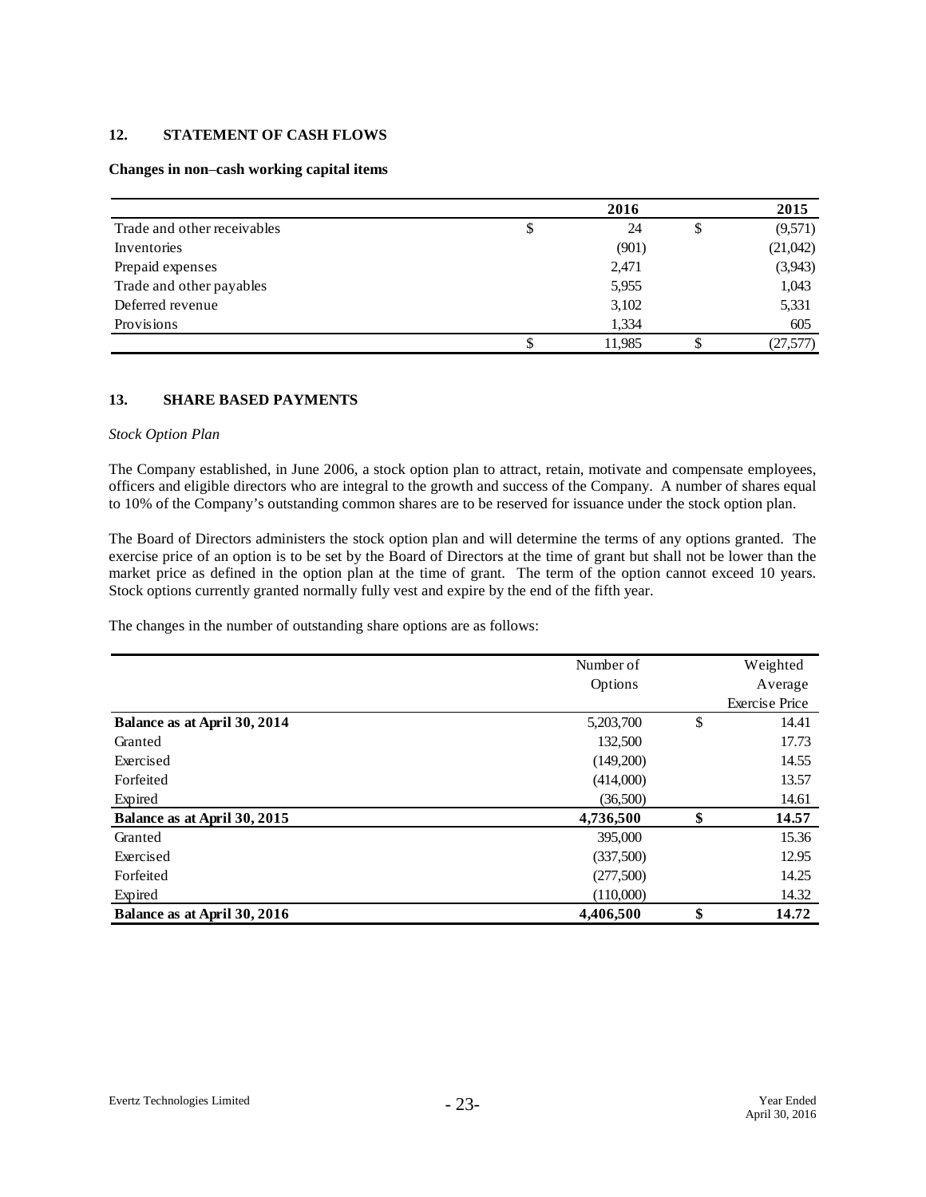## 12. STATEMENT OF CASH FLOWS

**Changes in non–cash working capital items**

| | 2016 | 2015 |
|---|---|---|
| Trade and other receivables | $ 24 | $ (9,571) |
| Inventories | (901) | (21,042) |
| Prepaid expenses | 2,471 | (3,943) |
| Trade and other payables | 5,955 | 1,043 |
| Deferred revenue | 3,102 | 5,331 |
| Provisions | 1,334 | 605 |
| | $ 11,985 | $ (27,577) |

## 13. SHARE BASED PAYMENTS

*Stock Option Plan*

The Company established, in June 2006, a stock option plan to attract, retain, motivate and compensate employees, officers and eligible directors who are integral to the growth and success of the Company. A number of shares equal to 10% of the Company's outstanding common shares are to be reserved for issuance under the stock option plan.

The Board of Directors administers the stock option plan and will determine the terms of any options granted. The exercise price of an option is to be set by the Board of Directors at the time of grant but shall not be lower than the market price as defined in the option plan at the time of grant. The term of the option cannot exceed 10 years. Stock options currently granted normally fully vest and expire by the end of the fifth year.

The changes in the number of outstanding share options are as follows:

| | Number of Options | Weighted Average Exercise Price |
|---|---|---|
| **Balance as at April 30, 2014** | 5,203,700 | $ 14.41 |
| Granted | 132,500 | 17.73 |
| Exercised | (149,200) | 14.55 |
| Forfeited | (414,000) | 13.57 |
| Expired | (36,500) | 14.61 |
| **Balance as at April 30, 2015** | **4,736,500** | **$ 14.57** |
| Granted | 395,000 | 15.36 |
| Exercised | (337,500) | 12.95 |
| Forfeited | (277,500) | 14.25 |
| Expired | (110,000) | 14.32 |
| **Balance as at April 30, 2016** | **4,406,500** | **$ 14.72** |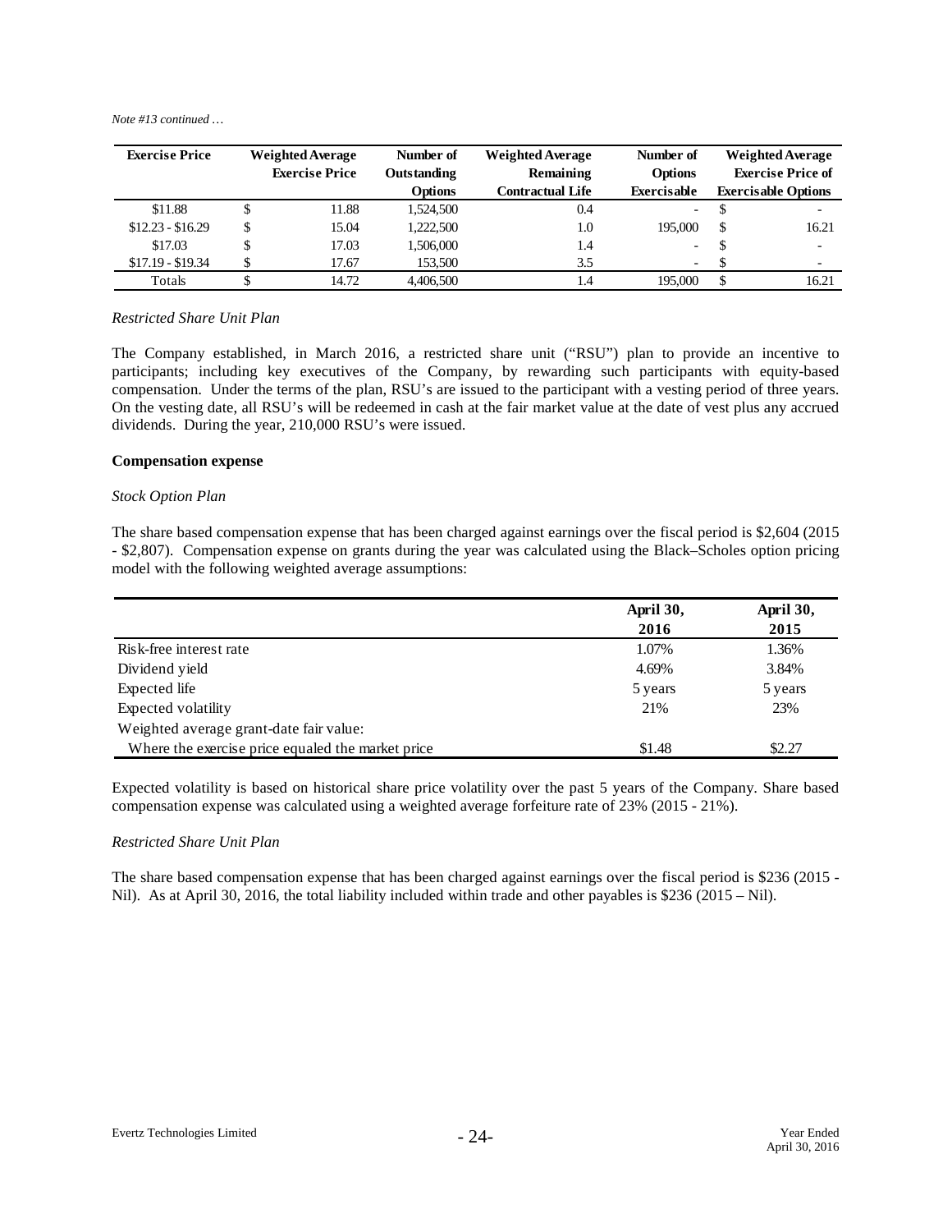*Note #13 continued …*

| Exercise Price | Weighted Average Exercise Price | Number of Outstanding Options | Weighted Average Remaining Contractual Life | Number of Options Exercisable | Weighted Average Exercise Price of Exercisable Options |
|---|---|---|---|---|---|
| $11.88 | $ 11.88 | 1,524,500 | 0.4 | - | $ - |
| $12.23 - $16.29 | $ 15.04 | 1,222,500 | 1.0 | 195,000 | $ 16.21 |
| $17.03 | $ 17.03 | 1,506,000 | 1.4 | - | $ - |
| $17.19 - $19.34 | $ 17.67 | 153,500 | 3.5 | - | $ - |
| Totals | $ 14.72 | 4,406,500 | 1.4 | 195,000 | $ 16.21 |

*Restricted Share Unit Plan*

The Company established, in March 2016, a restricted share unit ("RSU") plan to provide an incentive to participants; including key executives of the Company, by rewarding such participants with equity-based compensation. Under the terms of the plan, RSU's are issued to the participant with a vesting period of three years. On the vesting date, all RSU's will be redeemed in cash at the fair market value at the date of vest plus any accrued dividends. During the year, 210,000 RSU's were issued.

**Compensation expense**

*Stock Option Plan*

The share based compensation expense that has been charged against earnings over the fiscal period is $2,604 (2015 - $2,807). Compensation expense on grants during the year was calculated using the Black–Scholes option pricing model with the following weighted average assumptions:

| | April 30, 2016 | April 30, 2015 |
|---|---|---|
| Risk-free interest rate | 1.07% | 1.36% |
| Dividend yield | 4.69% | 3.84% |
| Expected life | 5 years | 5 years |
| Expected volatility | 21% | 23% |
| Weighted average grant-date fair value: | | |
| Where the exercise price equaled the market price | $1.48 | $2.27 |

Expected volatility is based on historical share price volatility over the past 5 years of the Company. Share based compensation expense was calculated using a weighted average forfeiture rate of 23% (2015 - 21%).

*Restricted Share Unit Plan*

The share based compensation expense that has been charged against earnings over the fiscal period is $236 (2015 - Nil). As at April 30, 2016, the total liability included within trade and other payables is $236 (2015 – Nil).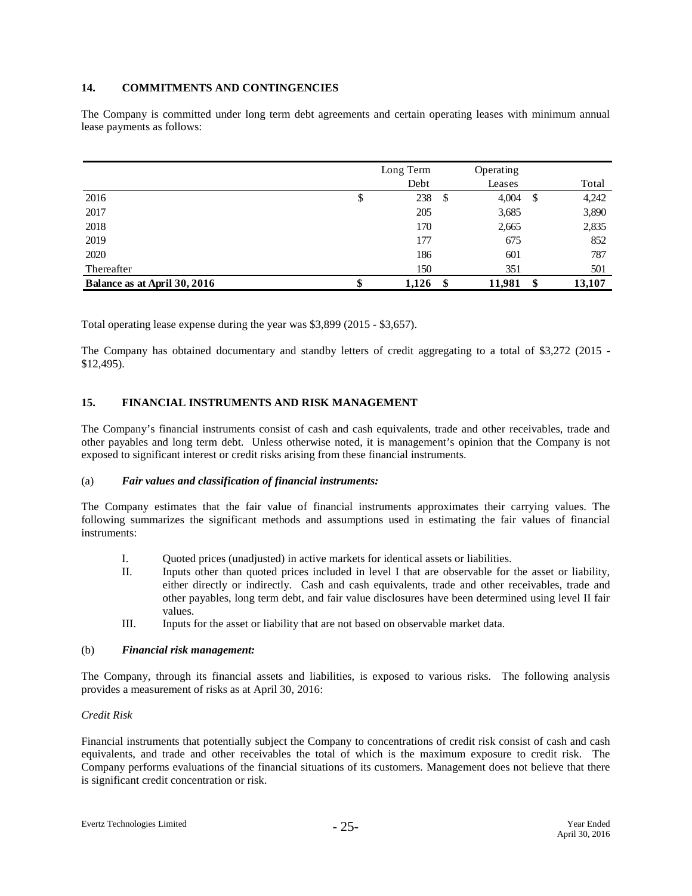## 14. COMMITMENTS AND CONTINGENCIES

The Company is committed under long term debt agreements and certain operating leases with minimum annual lease payments as follows:

| | Long Term Debt | Operating Leases | Total |
|---|---|---|---|
| 2016 | $ 238 | $ 4,004 | $ 4,242 |
| 2017 | 205 | 3,685 | 3,890 |
| 2018 | 170 | 2,665 | 2,835 |
| 2019 | 177 | 675 | 852 |
| 2020 | 186 | 601 | 787 |
| Thereafter | 150 | 351 | 501 |
| **Balance as at April 30, 2016** | **$ 1,126** | **$ 11,981** | **$ 13,107** |

Total operating lease expense during the year was $3,899 (2015 - $3,657).

The Company has obtained documentary and standby letters of credit aggregating to a total of $3,272 (2015 - $12,495).

## 15. FINANCIAL INSTRUMENTS AND RISK MANAGEMENT

The Company's financial instruments consist of cash and cash equivalents, trade and other receivables, trade and other payables and long term debt. Unless otherwise noted, it is management's opinion that the Company is not exposed to significant interest or credit risks arising from these financial instruments.

### (a) *Fair values and classification of financial instruments:*

The Company estimates that the fair value of financial instruments approximates their carrying values. The following summarizes the significant methods and assumptions used in estimating the fair values of financial instruments:

I. Quoted prices (unadjusted) in active markets for identical assets or liabilities.

II. Inputs other than quoted prices included in level I that are observable for the asset or liability, either directly or indirectly. Cash and cash equivalents, trade and other receivables, trade and other payables, long term debt, and fair value disclosures have been determined using level II fair values.

III. Inputs for the asset or liability that are not based on observable market data.

### (b) *Financial risk management:*

The Company, through its financial assets and liabilities, is exposed to various risks. The following analysis provides a measurement of risks as at April 30, 2016:

*Credit Risk*

Financial instruments that potentially subject the Company to concentrations of credit risk consist of cash and cash equivalents, and trade and other receivables the total of which is the maximum exposure to credit risk. The Company performs evaluations of the financial situations of its customers. Management does not believe that there is significant credit concentration or risk.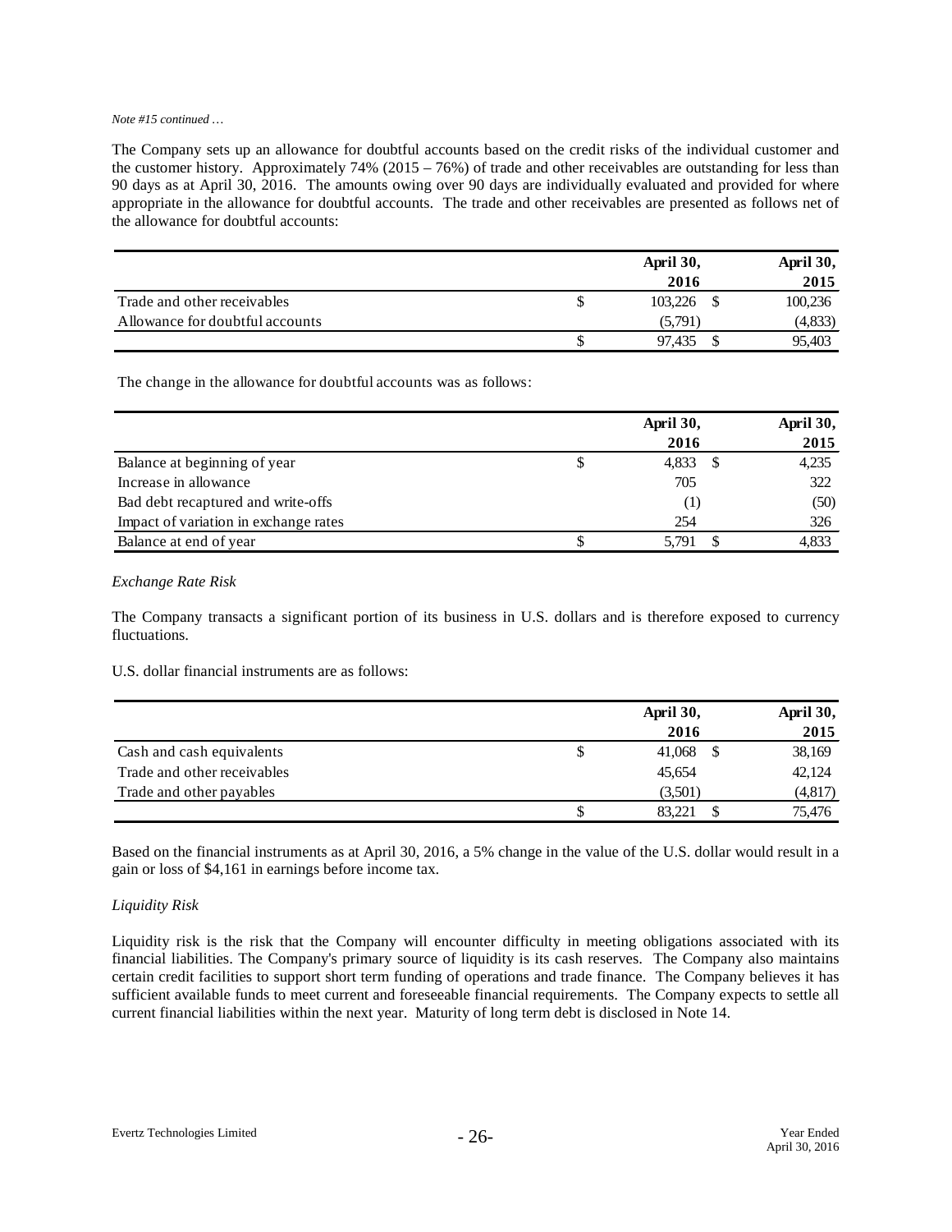*Note #15 continued …*

The Company sets up an allowance for doubtful accounts based on the credit risks of the individual customer and the customer history. Approximately 74% (2015 – 76%) of trade and other receivables are outstanding for less than 90 days as at April 30, 2016. The amounts owing over 90 days are individually evaluated and provided for where appropriate in the allowance for doubtful accounts. The trade and other receivables are presented as follows net of the allowance for doubtful accounts:

| | April 30, 2016 | April 30, 2015 |
|---|---|---|
| Trade and other receivables | $ 103,226 | $ 100,236 |
| Allowance for doubtful accounts | (5,791) | (4,833) |
| | $ 97,435 | $ 95,403 |

The change in the allowance for doubtful accounts was as follows:

| | April 30, 2016 | April 30, 2015 |
|---|---|---|
| Balance at beginning of year | $ 4,833 | $ 4,235 |
| Increase in allowance | 705 | 322 |
| Bad debt recaptured and write-offs | (1) | (50) |
| Impact of variation in exchange rates | 254 | 326 |
| Balance at end of year | $ 5,791 | $ 4,833 |

*Exchange Rate Risk*

The Company transacts a significant portion of its business in U.S. dollars and is therefore exposed to currency fluctuations.

U.S. dollar financial instruments are as follows:

| | April 30, 2016 | April 30, 2015 |
|---|---|---|
| Cash and cash equivalents | $ 41,068 | $ 38,169 |
| Trade and other receivables | 45,654 | 42,124 |
| Trade and other payables | (3,501) | (4,817) |
| | $ 83,221 | $ 75,476 |

Based on the financial instruments as at April 30, 2016, a 5% change in the value of the U.S. dollar would result in a gain or loss of $4,161 in earnings before income tax.

*Liquidity Risk*

Liquidity risk is the risk that the Company will encounter difficulty in meeting obligations associated with its financial liabilities. The Company's primary source of liquidity is its cash reserves. The Company also maintains certain credit facilities to support short term funding of operations and trade finance. The Company believes it has sufficient available funds to meet current and foreseeable financial requirements. The Company expects to settle all current financial liabilities within the next year. Maturity of long term debt is disclosed in Note 14.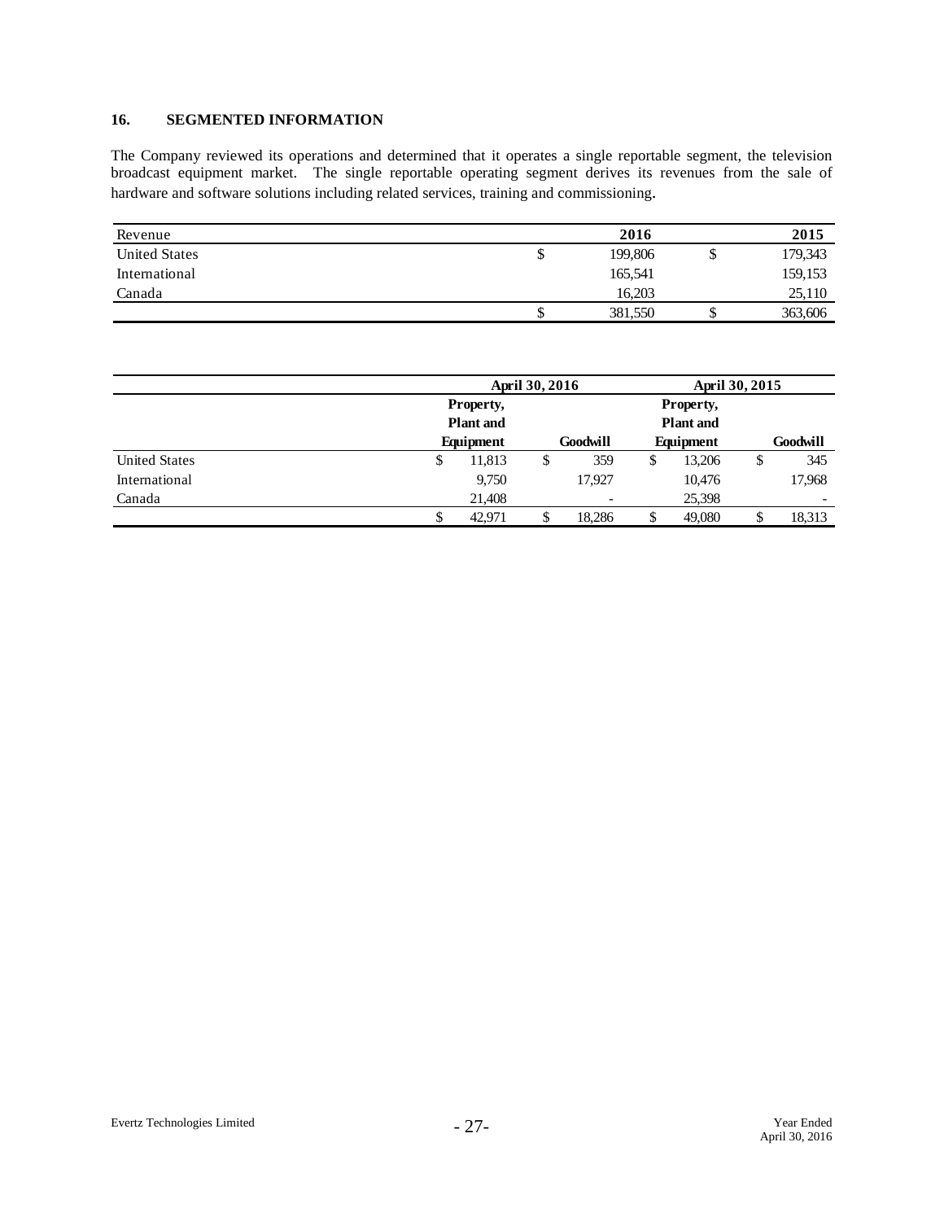## 16. SEGMENTED INFORMATION

The Company reviewed its operations and determined that it operates a single reportable segment, the television broadcast equipment market. The single reportable operating segment derives its revenues from the sale of hardware and software solutions including related services, training and commissioning.

| Revenue | 2016 | 2015 |
|---|---|---|
| United States | $ 199,806 | $ 179,343 |
| International | 165,541 | 159,153 |
| Canada | 16,203 | 25,110 |
| | $ 381,550 | $ 363,606 |

| | April 30, 2016 | | April 30, 2015 | |
|---|---|---|---|---|
| | Property, Plant and Equipment | Goodwill | Property, Plant and Equipment | Goodwill |
| United States | $ 11,813 | $ 359 | $ 13,206 | $ 345 |
| International | 9,750 | 17,927 | 10,476 | 17,968 |
| Canada | 21,408 | - | 25,398 | - |
| | $ 42,971 | $ 18,286 | $ 49,080 | $ 18,313 |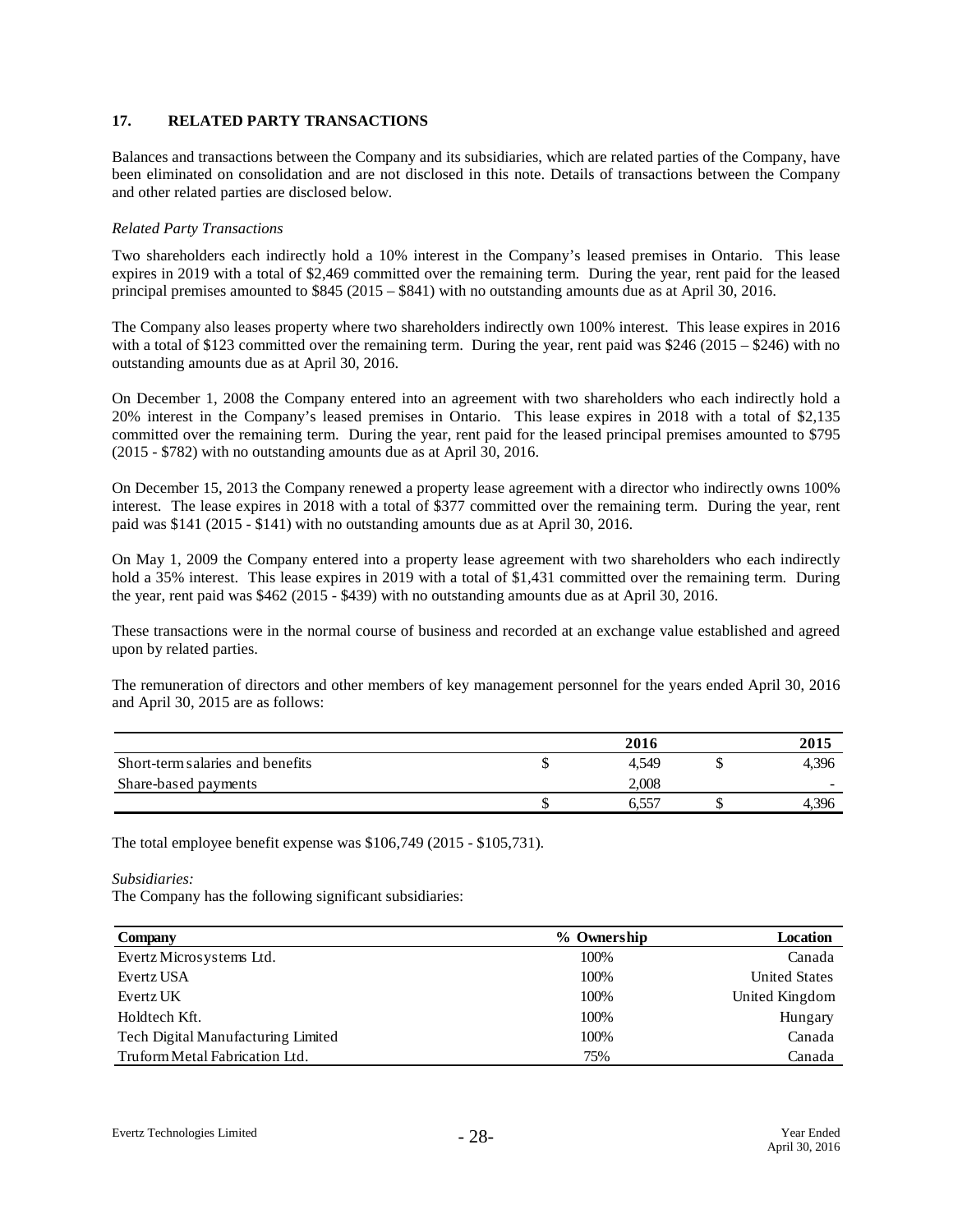## 17. RELATED PARTY TRANSACTIONS

Balances and transactions between the Company and its subsidiaries, which are related parties of the Company, have been eliminated on consolidation and are not disclosed in this note. Details of transactions between the Company and other related parties are disclosed below.

*Related Party Transactions*

Two shareholders each indirectly hold a 10% interest in the Company's leased premises in Ontario. This lease expires in 2019 with a total of $2,469 committed over the remaining term. During the year, rent paid for the leased principal premises amounted to $845 (2015 – $841) with no outstanding amounts due as at April 30, 2016.

The Company also leases property where two shareholders indirectly own 100% interest. This lease expires in 2016 with a total of $123 committed over the remaining term. During the year, rent paid was $246 (2015 – $246) with no outstanding amounts due as at April 30, 2016.

On December 1, 2008 the Company entered into an agreement with two shareholders who each indirectly hold a 20% interest in the Company's leased premises in Ontario. This lease expires in 2018 with a total of $2,135 committed over the remaining term. During the year, rent paid for the leased principal premises amounted to $795 (2015 - $782) with no outstanding amounts due as at April 30, 2016.

On December 15, 2013 the Company renewed a property lease agreement with a director who indirectly owns 100% interest. The lease expires in 2018 with a total of $377 committed over the remaining term. During the year, rent paid was $141 (2015 - $141) with no outstanding amounts due as at April 30, 2016.

On May 1, 2009 the Company entered into a property lease agreement with two shareholders who each indirectly hold a 35% interest. This lease expires in 2019 with a total of $1,431 committed over the remaining term. During the year, rent paid was $462 (2015 - $439) with no outstanding amounts due as at April 30, 2016.

These transactions were in the normal course of business and recorded at an exchange value established and agreed upon by related parties.

The remuneration of directors and other members of key management personnel for the years ended April 30, 2016 and April 30, 2015 are as follows:

| | | 2016 | | 2015 |
|---|---|---|---|---|
| Short-term salaries and benefits | $ | 4,549 | $ | 4,396 |
| Share-based payments | | 2,008 | | - |
| | $ | 6,557 | $ | 4,396 |

The total employee benefit expense was $106,749 (2015 - $105,731).

*Subsidiaries:*

The Company has the following significant subsidiaries:

| Company | % Ownership | Location |
|---|---|---|
| Evertz Microsystems Ltd. | 100% | Canada |
| Evertz USA | 100% | United States |
| Evertz UK | 100% | United Kingdom |
| Holdtech Kft. | 100% | Hungary |
| Tech Digital Manufacturing Limited | 100% | Canada |
| Truform Metal Fabrication Ltd. | 75% | Canada |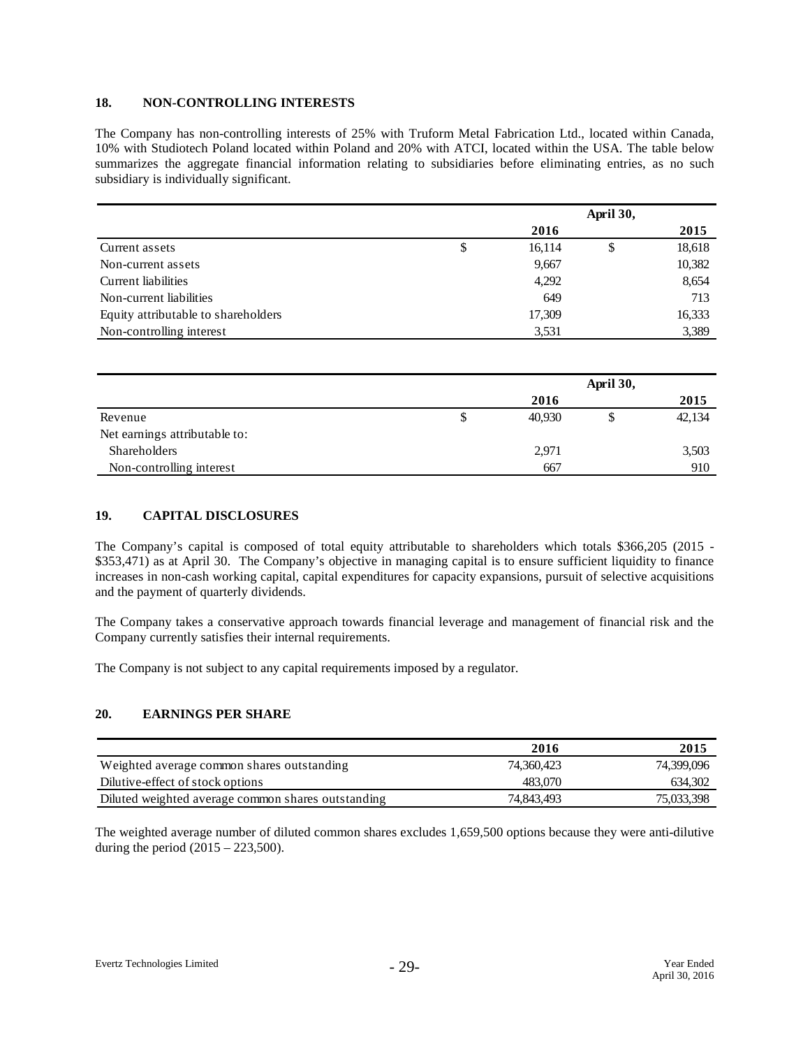## 18. NON-CONTROLLING INTERESTS

The Company has non-controlling interests of 25% with Truform Metal Fabrication Ltd., located within Canada, 10% with Studiotech Poland located within Poland and 20% with ATCI, located within the USA. The table below summarizes the aggregate financial information relating to subsidiaries before eliminating entries, as no such subsidiary is individually significant.

| | April 30, 2016 | April 30, 2015 |
|---|---|---|
| Current assets | $ 16,114 | $ 18,618 |
| Non-current assets | 9,667 | 10,382 |
| Current liabilities | 4,292 | 8,654 |
| Non-current liabilities | 649 | 713 |
| Equity attributable to shareholders | 17,309 | 16,333 |
| Non-controlling interest | 3,531 | 3,389 |

| | April 30, 2016 | April 30, 2015 |
|---|---|---|
| Revenue | $ 40,930 | $ 42,134 |
| Net earnings attributable to: | | |
| Shareholders | 2,971 | 3,503 |
| Non-controlling interest | 667 | 910 |

## 19. CAPITAL DISCLOSURES

The Company's capital is composed of total equity attributable to shareholders which totals $366,205 (2015 - $353,471) as at April 30. The Company's objective in managing capital is to ensure sufficient liquidity to finance increases in non-cash working capital, capital expenditures for capacity expansions, pursuit of selective acquisitions and the payment of quarterly dividends.

The Company takes a conservative approach towards financial leverage and management of financial risk and the Company currently satisfies their internal requirements.

The Company is not subject to any capital requirements imposed by a regulator.

## 20. EARNINGS PER SHARE

| | 2016 | 2015 |
|---|---|---|
| Weighted average common shares outstanding | 74,360,423 | 74,399,096 |
| Dilutive-effect of stock options | 483,070 | 634,302 |
| Diluted weighted average common shares outstanding | 74,843,493 | 75,033,398 |

The weighted average number of diluted common shares excludes 1,659,500 options because they were anti-dilutive during the period (2015 – 223,500).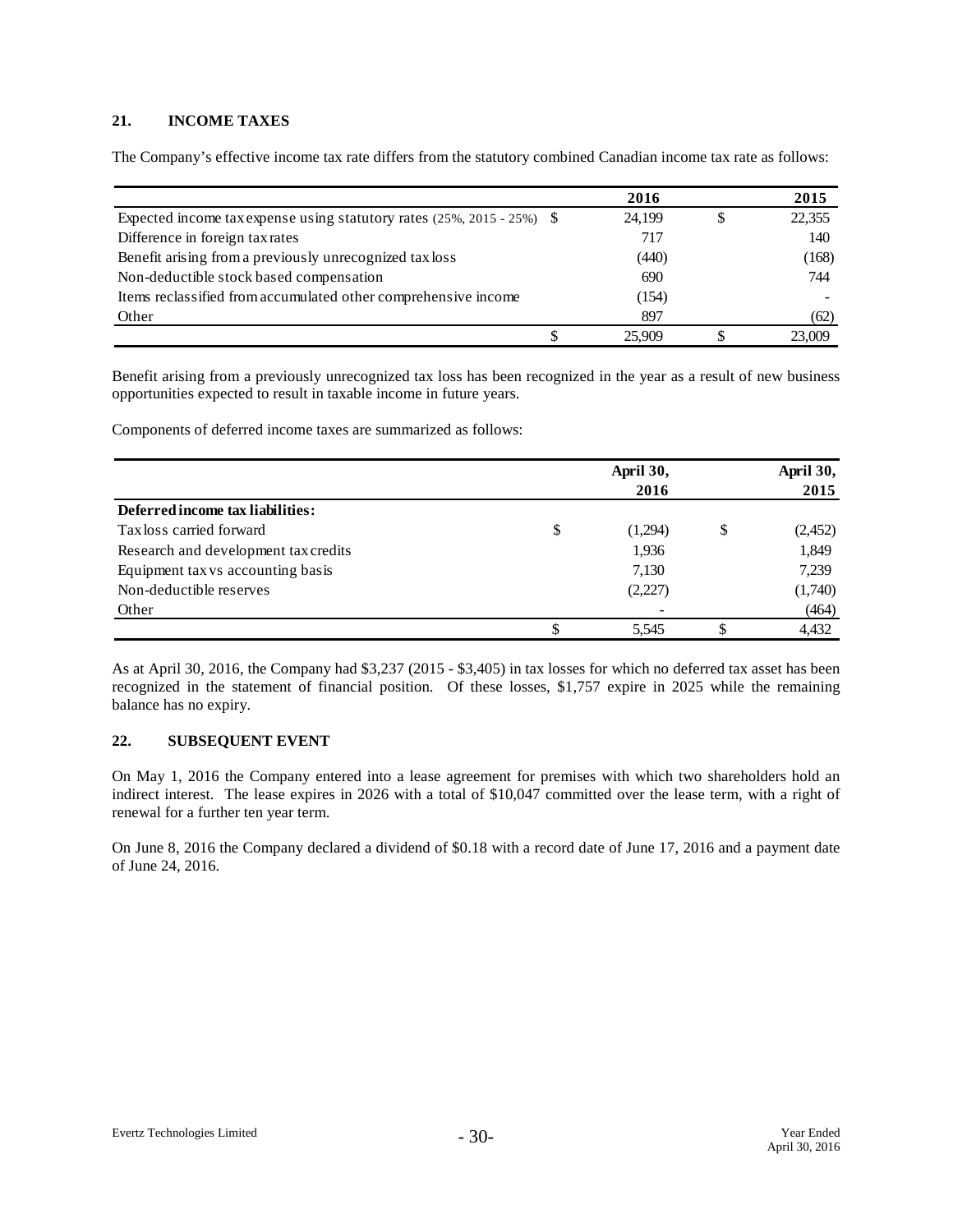## 21. INCOME TAXES

The Company's effective income tax rate differs from the statutory combined Canadian income tax rate as follows:

| | | 2016 | | 2015 |
|---|---|---|---|---|
| Expected income tax expense using statutory rates (25%, 2015 - 25%) | $ | 24,199 | $ | 22,355 |
| Difference in foreign tax rates | | 717 | | 140 |
| Benefit arising from a previously unrecognized tax loss | | (440) | | (168) |
| Non-deductible stock based compensation | | 690 | | 744 |
| Items reclassified from accumulated other comprehensive income | | (154) | | - |
| Other | | 897 | | (62) |
| | $ | 25,909 | $ | 23,009 |

Benefit arising from a previously unrecognized tax loss has been recognized in the year as a result of new business opportunities expected to result in taxable income in future years.

Components of deferred income taxes are summarized as follows:

| | | April 30, 2016 | | April 30, 2015 |
|---|---|---|---|---|
| **Deferred income tax liabilities:** | | | | |
| Tax loss carried forward | $ | (1,294) | $ | (2,452) |
| Research and development tax credits | | 1,936 | | 1,849 |
| Equipment tax vs accounting basis | | 7,130 | | 7,239 |
| Non-deductible reserves | | (2,227) | | (1,740) |
| Other | | - | | (464) |
| | $ | 5,545 | $ | 4,432 |

As at April 30, 2016, the Company had $3,237 (2015 - $3,405) in tax losses for which no deferred tax asset has been recognized in the statement of financial position. Of these losses, $1,757 expire in 2025 while the remaining balance has no expiry.

## 22. SUBSEQUENT EVENT

On May 1, 2016 the Company entered into a lease agreement for premises with which two shareholders hold an indirect interest. The lease expires in 2026 with a total of $10,047 committed over the lease term, with a right of renewal for a further ten year term.

On June 8, 2016 the Company declared a dividend of $0.18 with a record date of June 17, 2016 and a payment date of June 24, 2016.